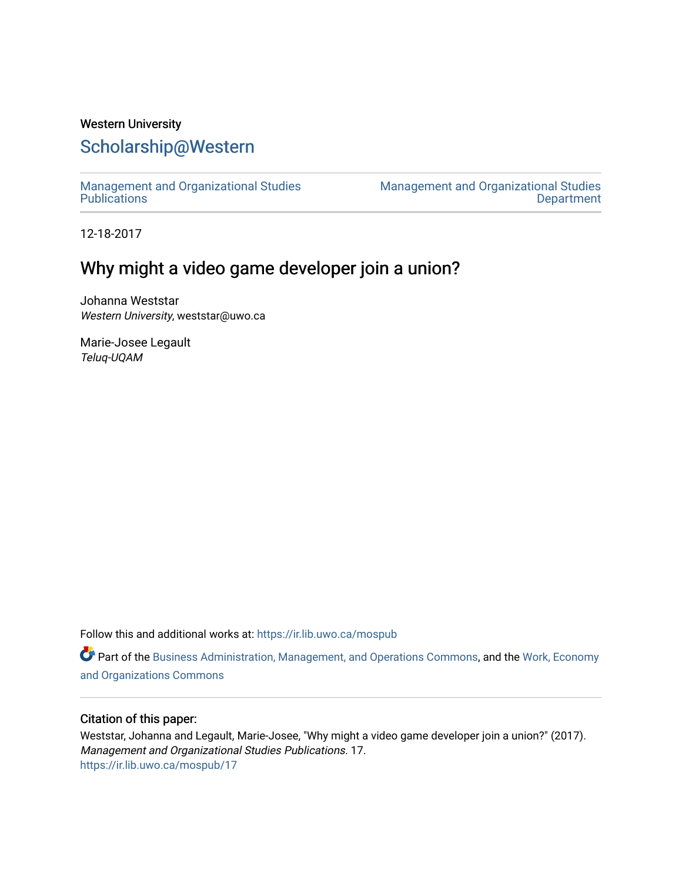Western University

# Scholarship@Western

Management and Organizational Studies Publications

Management and Organizational Studies Department

12-18-2017

## Why might a video game developer join a union?

Johanna Weststar
*Western University*, weststar@uwo.ca

Marie-Josee Legault
*Teluq-UQAM*

Follow this and additional works at: https://ir.lib.uwo.ca/mospub

Part of the Business Administration, Management, and Operations Commons, and the Work, Economy and Organizations Commons

### Citation of this paper:

Weststar, Johanna and Legault, Marie-Josee, "Why might a video game developer join a union?" (2017). *Management and Organizational Studies Publications*. 17.
https://ir.lib.uwo.ca/mospub/17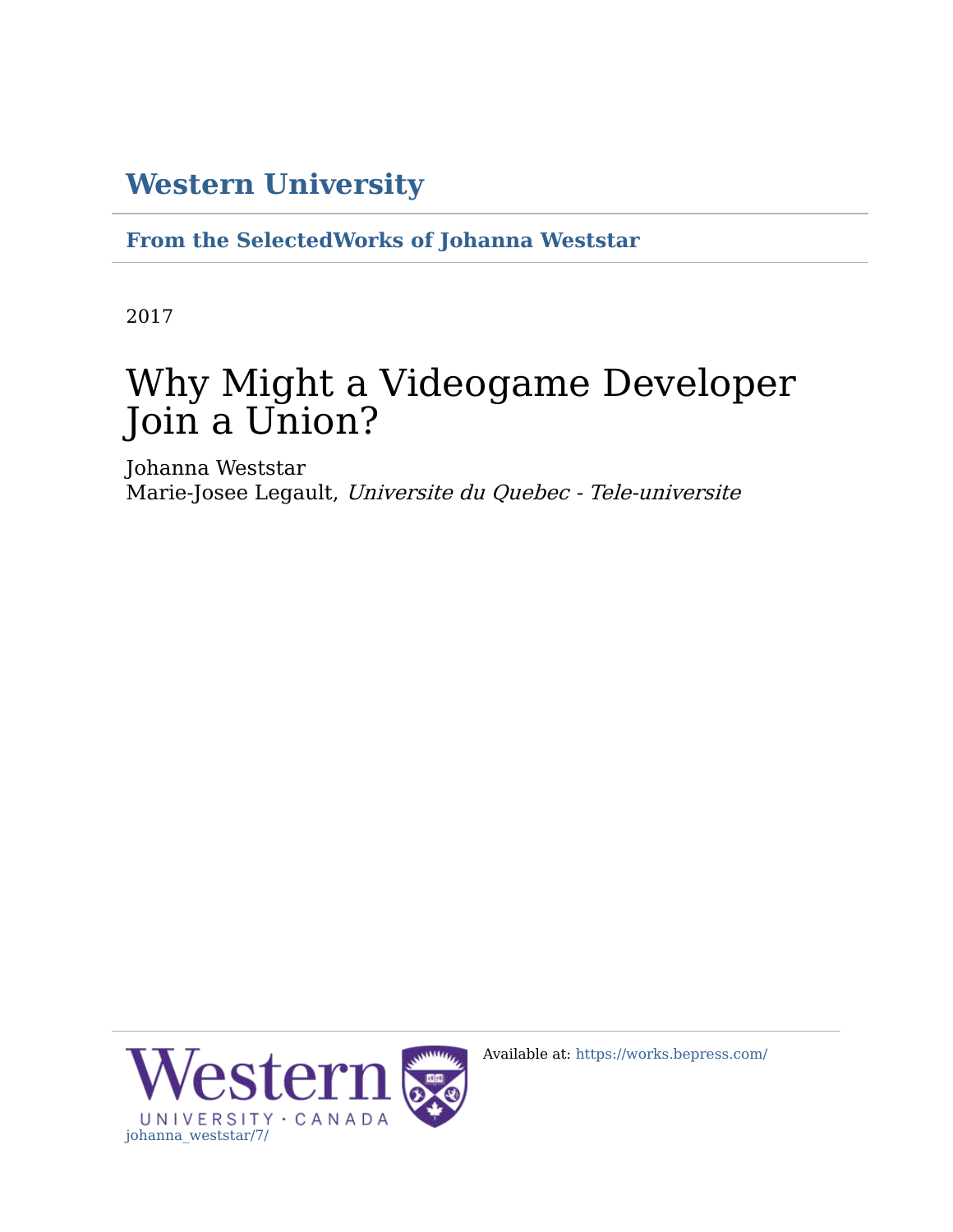## Western University

**From the SelectedWorks of Johanna Weststar**

2017

# Why Might a Videogame Developer Join a Union?

Johanna Weststar
Marie-Josee Legault, *Universite du Quebec - Tele-universite*

Available at: https://works.bepress.com/johanna_weststar/7/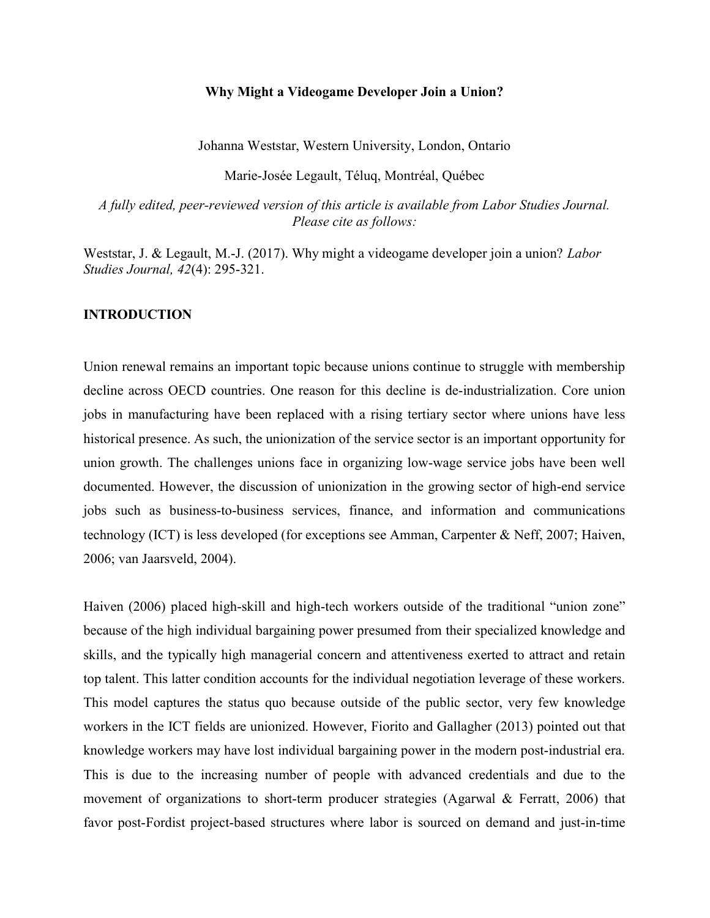**Why Might a Videogame Developer Join a Union?**

Johanna Weststar, Western University, London, Ontario

Marie-Josée Legault, Téluq, Montréal, Québec

*A fully edited, peer-reviewed version of this article is available from Labor Studies Journal. Please cite as follows:*

Weststar, J. & Legault, M.-J. (2017). Why might a videogame developer join a union? *Labor Studies Journal, 42*(4): 295-321.

## INTRODUCTION

Union renewal remains an important topic because unions continue to struggle with membership decline across OECD countries. One reason for this decline is de-industrialization. Core union jobs in manufacturing have been replaced with a rising tertiary sector where unions have less historical presence. As such, the unionization of the service sector is an important opportunity for union growth. The challenges unions face in organizing low-wage service jobs have been well documented. However, the discussion of unionization in the growing sector of high-end service jobs such as business-to-business services, finance, and information and communications technology (ICT) is less developed (for exceptions see Amman, Carpenter & Neff, 2007; Haiven, 2006; van Jaarsveld, 2004).

Haiven (2006) placed high-skill and high-tech workers outside of the traditional "union zone" because of the high individual bargaining power presumed from their specialized knowledge and skills, and the typically high managerial concern and attentiveness exerted to attract and retain top talent. This latter condition accounts for the individual negotiation leverage of these workers. This model captures the status quo because outside of the public sector, very few knowledge workers in the ICT fields are unionized. However, Fiorito and Gallagher (2013) pointed out that knowledge workers may have lost individual bargaining power in the modern post-industrial era. This is due to the increasing number of people with advanced credentials and due to the movement of organizations to short-term producer strategies (Agarwal & Ferratt, 2006) that favor post-Fordist project-based structures where labor is sourced on demand and just-in-time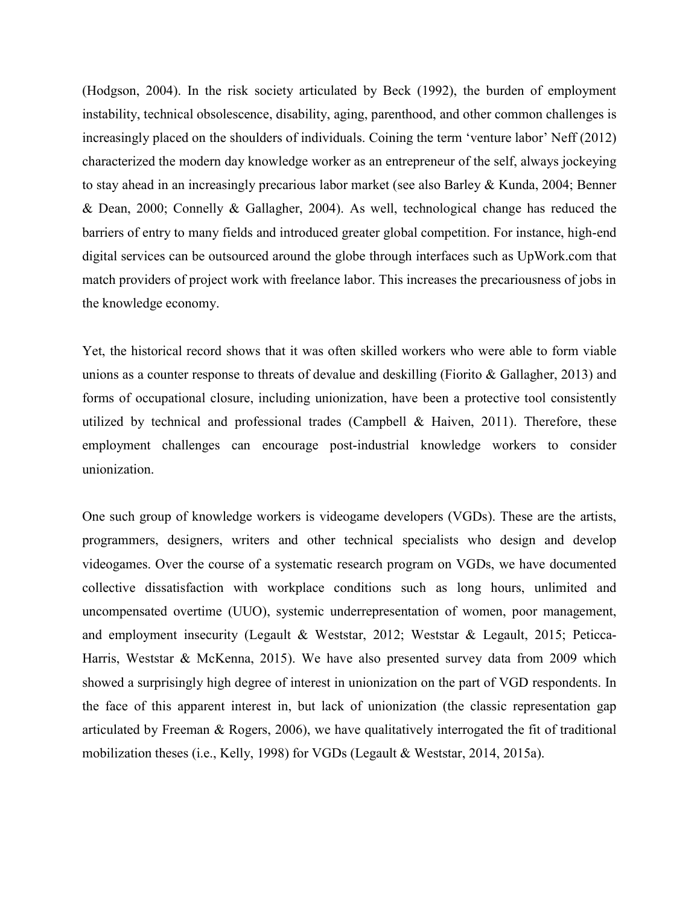(Hodgson, 2004). In the risk society articulated by Beck (1992), the burden of employment instability, technical obsolescence, disability, aging, parenthood, and other common challenges is increasingly placed on the shoulders of individuals. Coining the term 'venture labor' Neff (2012) characterized the modern day knowledge worker as an entrepreneur of the self, always jockeying to stay ahead in an increasingly precarious labor market (see also Barley & Kunda, 2004; Benner & Dean, 2000; Connelly & Gallagher, 2004). As well, technological change has reduced the barriers of entry to many fields and introduced greater global competition. For instance, high-end digital services can be outsourced around the globe through interfaces such as UpWork.com that match providers of project work with freelance labor. This increases the precariousness of jobs in the knowledge economy.

Yet, the historical record shows that it was often skilled workers who were able to form viable unions as a counter response to threats of devalue and deskilling (Fiorito & Gallagher, 2013) and forms of occupational closure, including unionization, have been a protective tool consistently utilized by technical and professional trades (Campbell & Haiven, 2011). Therefore, these employment challenges can encourage post-industrial knowledge workers to consider unionization.

One such group of knowledge workers is videogame developers (VGDs). These are the artists, programmers, designers, writers and other technical specialists who design and develop videogames. Over the course of a systematic research program on VGDs, we have documented collective dissatisfaction with workplace conditions such as long hours, unlimited and uncompensated overtime (UUO), systemic underrepresentation of women, poor management, and employment insecurity (Legault & Weststar, 2012; Weststar & Legault, 2015; Peticca-Harris, Weststar & McKenna, 2015). We have also presented survey data from 2009 which showed a surprisingly high degree of interest in unionization on the part of VGD respondents. In the face of this apparent interest in, but lack of unionization (the classic representation gap articulated by Freeman & Rogers, 2006), we have qualitatively interrogated the fit of traditional mobilization theses (i.e., Kelly, 1998) for VGDs (Legault & Weststar, 2014, 2015a).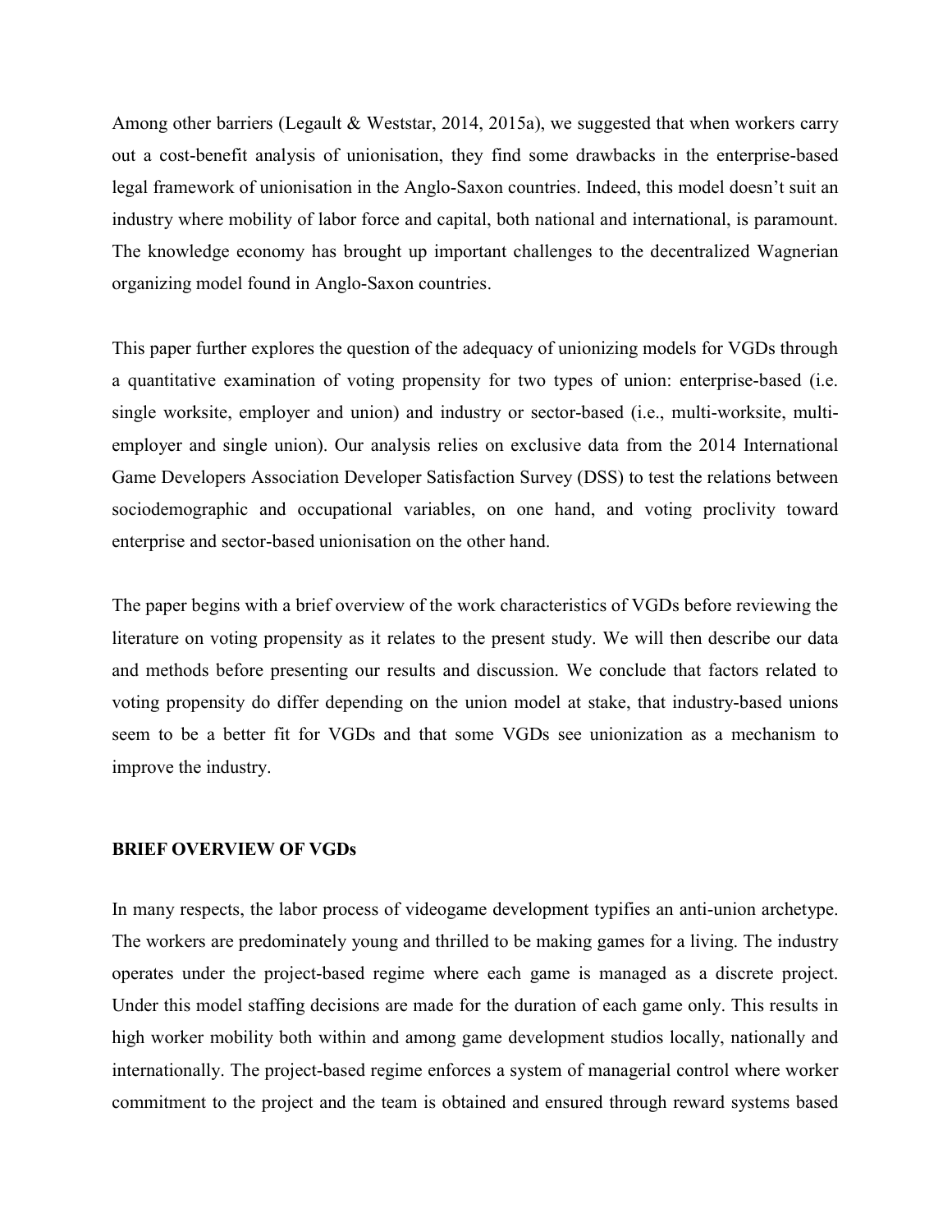Among other barriers (Legault & Weststar, 2014, 2015a), we suggested that when workers carry out a cost-benefit analysis of unionisation, they find some drawbacks in the enterprise-based legal framework of unionisation in the Anglo-Saxon countries. Indeed, this model doesn't suit an industry where mobility of labor force and capital, both national and international, is paramount. The knowledge economy has brought up important challenges to the decentralized Wagnerian organizing model found in Anglo-Saxon countries.

This paper further explores the question of the adequacy of unionizing models for VGDs through a quantitative examination of voting propensity for two types of union: enterprise-based (i.e. single worksite, employer and union) and industry or sector-based (i.e., multi-worksite, multi-employer and single union). Our analysis relies on exclusive data from the 2014 International Game Developers Association Developer Satisfaction Survey (DSS) to test the relations between sociodemographic and occupational variables, on one hand, and voting proclivity toward enterprise and sector-based unionisation on the other hand.

The paper begins with a brief overview of the work characteristics of VGDs before reviewing the literature on voting propensity as it relates to the present study. We will then describe our data and methods before presenting our results and discussion. We conclude that factors related to voting propensity do differ depending on the union model at stake, that industry-based unions seem to be a better fit for VGDs and that some VGDs see unionization as a mechanism to improve the industry.

## BRIEF OVERVIEW OF VGDs

In many respects, the labor process of videogame development typifies an anti-union archetype. The workers are predominately young and thrilled to be making games for a living. The industry operates under the project-based regime where each game is managed as a discrete project. Under this model staffing decisions are made for the duration of each game only. This results in high worker mobility both within and among game development studios locally, nationally and internationally. The project-based regime enforces a system of managerial control where worker commitment to the project and the team is obtained and ensured through reward systems based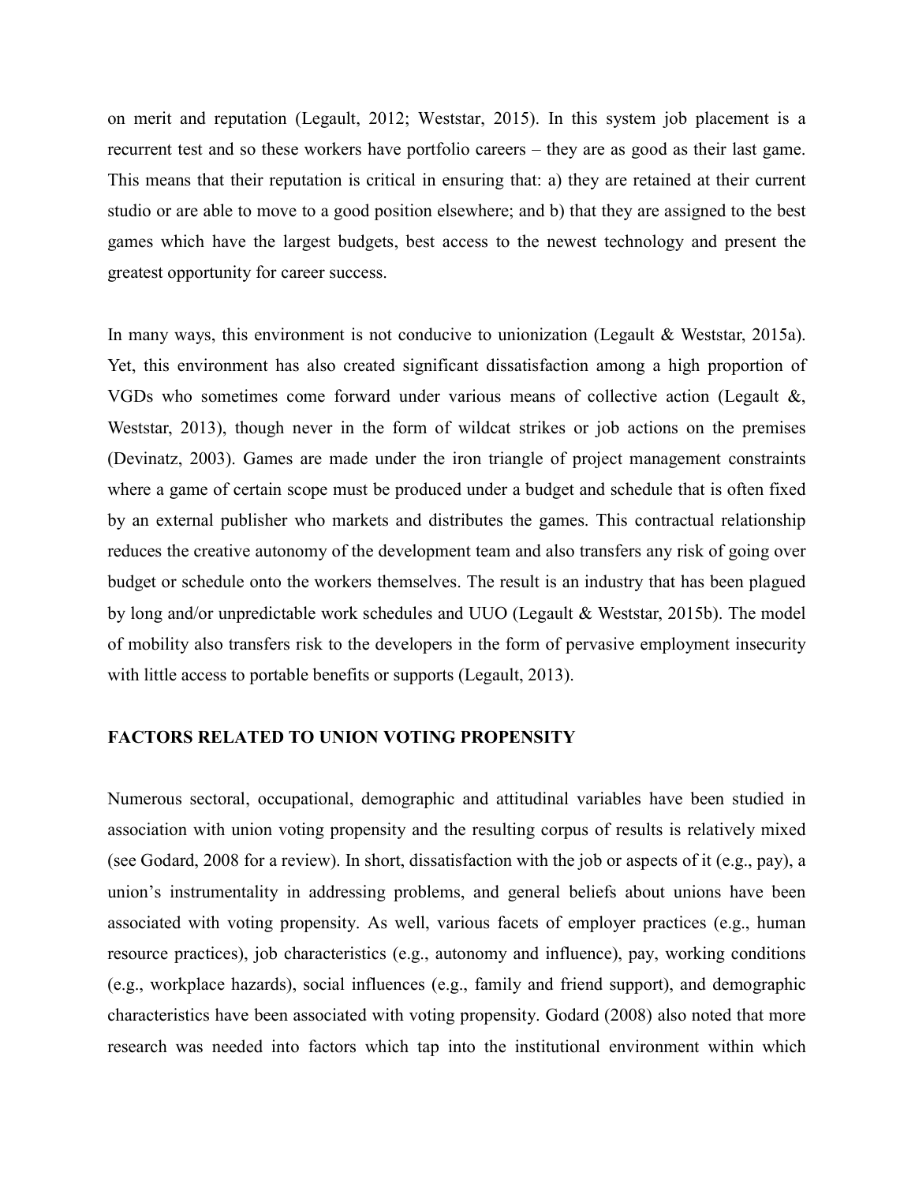on merit and reputation (Legault, 2012; Weststar, 2015). In this system job placement is a recurrent test and so these workers have portfolio careers – they are as good as their last game. This means that their reputation is critical in ensuring that: a) they are retained at their current studio or are able to move to a good position elsewhere; and b) that they are assigned to the best games which have the largest budgets, best access to the newest technology and present the greatest opportunity for career success.

In many ways, this environment is not conducive to unionization (Legault & Weststar, 2015a). Yet, this environment has also created significant dissatisfaction among a high proportion of VGDs who sometimes come forward under various means of collective action (Legault &, Weststar, 2013), though never in the form of wildcat strikes or job actions on the premises (Devinatz, 2003). Games are made under the iron triangle of project management constraints where a game of certain scope must be produced under a budget and schedule that is often fixed by an external publisher who markets and distributes the games. This contractual relationship reduces the creative autonomy of the development team and also transfers any risk of going over budget or schedule onto the workers themselves. The result is an industry that has been plagued by long and/or unpredictable work schedules and UUO (Legault & Weststar, 2015b). The model of mobility also transfers risk to the developers in the form of pervasive employment insecurity with little access to portable benefits or supports (Legault, 2013).

## FACTORS RELATED TO UNION VOTING PROPENSITY

Numerous sectoral, occupational, demographic and attitudinal variables have been studied in association with union voting propensity and the resulting corpus of results is relatively mixed (see Godard, 2008 for a review). In short, dissatisfaction with the job or aspects of it (e.g., pay), a union's instrumentality in addressing problems, and general beliefs about unions have been associated with voting propensity. As well, various facets of employer practices (e.g., human resource practices), job characteristics (e.g., autonomy and influence), pay, working conditions (e.g., workplace hazards), social influences (e.g., family and friend support), and demographic characteristics have been associated with voting propensity. Godard (2008) also noted that more research was needed into factors which tap into the institutional environment within which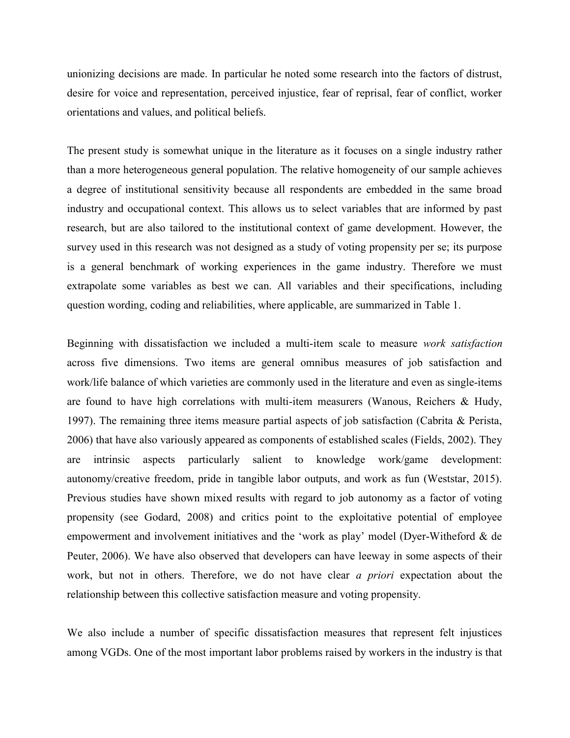unionizing decisions are made. In particular he noted some research into the factors of distrust, desire for voice and representation, perceived injustice, fear of reprisal, fear of conflict, worker orientations and values, and political beliefs.

The present study is somewhat unique in the literature as it focuses on a single industry rather than a more heterogeneous general population. The relative homogeneity of our sample achieves a degree of institutional sensitivity because all respondents are embedded in the same broad industry and occupational context. This allows us to select variables that are informed by past research, but are also tailored to the institutional context of game development. However, the survey used in this research was not designed as a study of voting propensity per se; its purpose is a general benchmark of working experiences in the game industry. Therefore we must extrapolate some variables as best we can. All variables and their specifications, including question wording, coding and reliabilities, where applicable, are summarized in Table 1.

Beginning with dissatisfaction we included a multi-item scale to measure *work satisfaction* across five dimensions. Two items are general omnibus measures of job satisfaction and work/life balance of which varieties are commonly used in the literature and even as single-items are found to have high correlations with multi-item measurers (Wanous, Reichers & Hudy, 1997). The remaining three items measure partial aspects of job satisfaction (Cabrita & Perista, 2006) that have also variously appeared as components of established scales (Fields, 2002). They are intrinsic aspects particularly salient to knowledge work/game development: autonomy/creative freedom, pride in tangible labor outputs, and work as fun (Weststar, 2015). Previous studies have shown mixed results with regard to job autonomy as a factor of voting propensity (see Godard, 2008) and critics point to the exploitative potential of employee empowerment and involvement initiatives and the 'work as play' model (Dyer-Witheford & de Peuter, 2006). We have also observed that developers can have leeway in some aspects of their work, but not in others. Therefore, we do not have clear *a priori* expectation about the relationship between this collective satisfaction measure and voting propensity.

We also include a number of specific dissatisfaction measures that represent felt injustices among VGDs. One of the most important labor problems raised by workers in the industry is that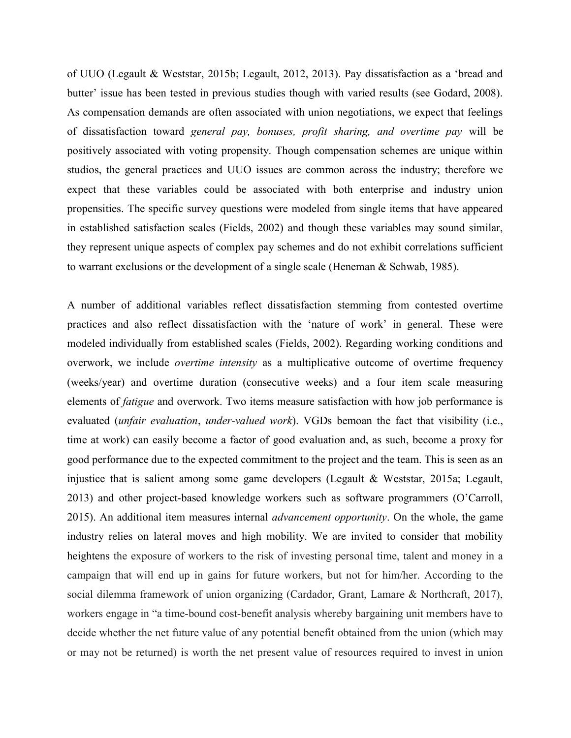of UUO (Legault & Weststar, 2015b; Legault, 2012, 2013). Pay dissatisfaction as a 'bread and butter' issue has been tested in previous studies though with varied results (see Godard, 2008). As compensation demands are often associated with union negotiations, we expect that feelings of dissatisfaction toward *general pay, bonuses, profit sharing, and overtime pay* will be positively associated with voting propensity. Though compensation schemes are unique within studios, the general practices and UUO issues are common across the industry; therefore we expect that these variables could be associated with both enterprise and industry union propensities. The specific survey questions were modeled from single items that have appeared in established satisfaction scales (Fields, 2002) and though these variables may sound similar, they represent unique aspects of complex pay schemes and do not exhibit correlations sufficient to warrant exclusions or the development of a single scale (Heneman & Schwab, 1985).

A number of additional variables reflect dissatisfaction stemming from contested overtime practices and also reflect dissatisfaction with the 'nature of work' in general. These were modeled individually from established scales (Fields, 2002). Regarding working conditions and overwork, we include *overtime intensity* as a multiplicative outcome of overtime frequency (weeks/year) and overtime duration (consecutive weeks) and a four item scale measuring elements of *fatigue* and overwork. Two items measure satisfaction with how job performance is evaluated (*unfair evaluation*, *under-valued work*). VGDs bemoan the fact that visibility (i.e., time at work) can easily become a factor of good evaluation and, as such, become a proxy for good performance due to the expected commitment to the project and the team. This is seen as an injustice that is salient among some game developers (Legault & Weststar, 2015a; Legault, 2013) and other project-based knowledge workers such as software programmers (O'Carroll, 2015). An additional item measures internal *advancement opportunity*. On the whole, the game industry relies on lateral moves and high mobility. We are invited to consider that mobility heightens the exposure of workers to the risk of investing personal time, talent and money in a campaign that will end up in gains for future workers, but not for him/her. According to the social dilemma framework of union organizing (Cardador, Grant, Lamare & Northcraft, 2017), workers engage in "a time-bound cost-benefit analysis whereby bargaining unit members have to decide whether the net future value of any potential benefit obtained from the union (which may or may not be returned) is worth the net present value of resources required to invest in union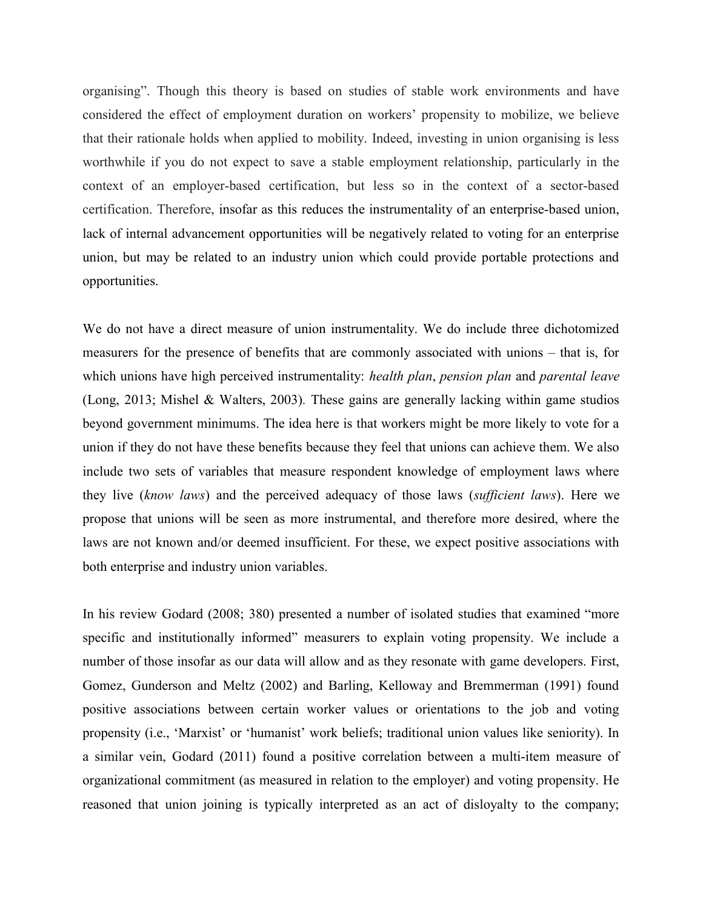organising". Though this theory is based on studies of stable work environments and have considered the effect of employment duration on workers' propensity to mobilize, we believe that their rationale holds when applied to mobility. Indeed, investing in union organising is less worthwhile if you do not expect to save a stable employment relationship, particularly in the context of an employer-based certification, but less so in the context of a sector-based certification. Therefore, insofar as this reduces the instrumentality of an enterprise-based union, lack of internal advancement opportunities will be negatively related to voting for an enterprise union, but may be related to an industry union which could provide portable protections and opportunities.

We do not have a direct measure of union instrumentality. We do include three dichotomized measurers for the presence of benefits that are commonly associated with unions – that is, for which unions have high perceived instrumentality: *health plan*, *pension plan* and *parental leave* (Long, 2013; Mishel & Walters, 2003). These gains are generally lacking within game studios beyond government minimums. The idea here is that workers might be more likely to vote for a union if they do not have these benefits because they feel that unions can achieve them. We also include two sets of variables that measure respondent knowledge of employment laws where they live (*know laws*) and the perceived adequacy of those laws (*sufficient laws*). Here we propose that unions will be seen as more instrumental, and therefore more desired, where the laws are not known and/or deemed insufficient. For these, we expect positive associations with both enterprise and industry union variables.

In his review Godard (2008; 380) presented a number of isolated studies that examined "more specific and institutionally informed" measurers to explain voting propensity. We include a number of those insofar as our data will allow and as they resonate with game developers. First, Gomez, Gunderson and Meltz (2002) and Barling, Kelloway and Bremmerman (1991) found positive associations between certain worker values or orientations to the job and voting propensity (i.e., 'Marxist' or 'humanist' work beliefs; traditional union values like seniority). In a similar vein, Godard (2011) found a positive correlation between a multi-item measure of organizational commitment (as measured in relation to the employer) and voting propensity. He reasoned that union joining is typically interpreted as an act of disloyalty to the company;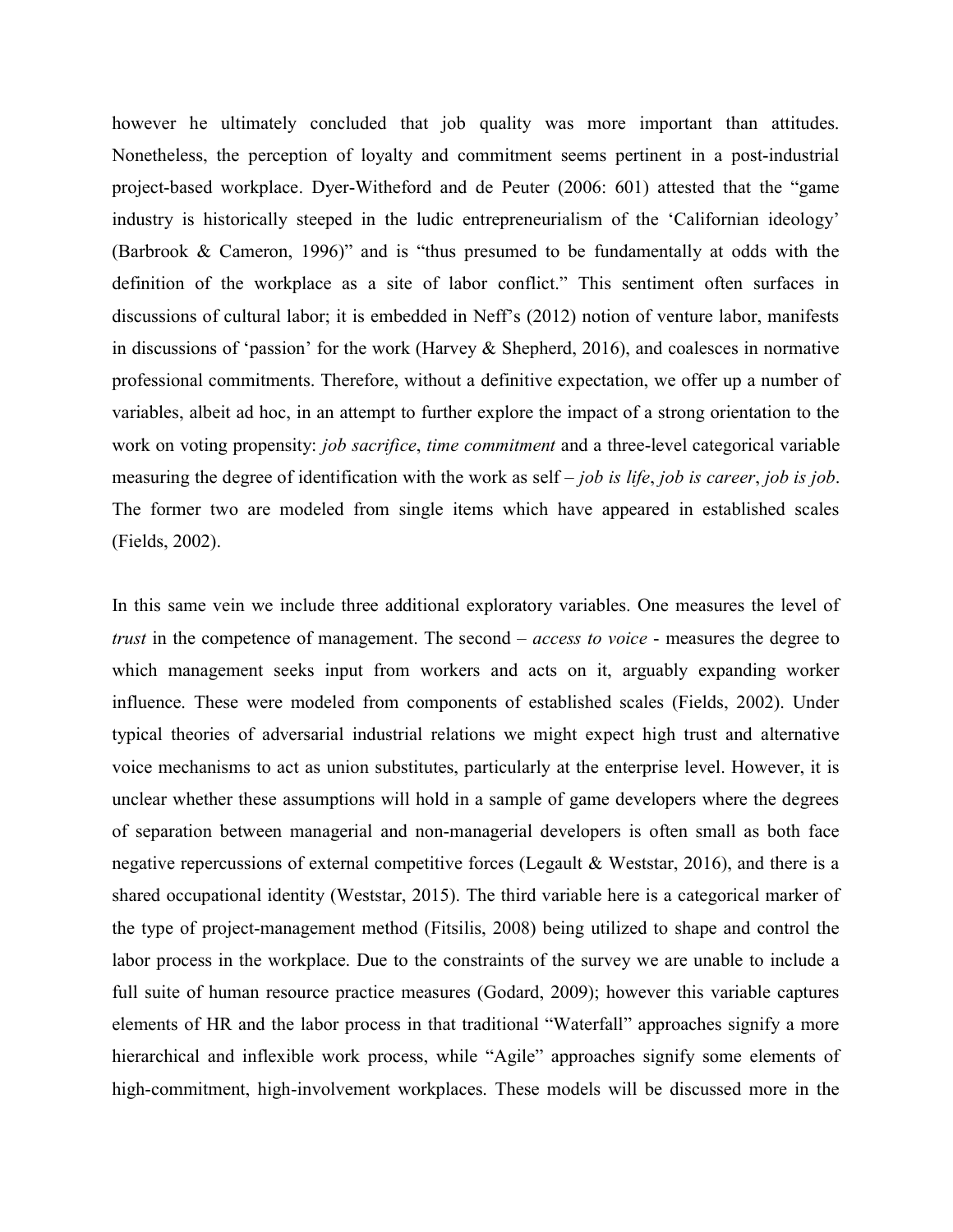however he ultimately concluded that job quality was more important than attitudes. Nonetheless, the perception of loyalty and commitment seems pertinent in a post-industrial project-based workplace. Dyer-Witheford and de Peuter (2006: 601) attested that the "game industry is historically steeped in the ludic entrepreneurialism of the 'Californian ideology' (Barbrook & Cameron, 1996)" and is "thus presumed to be fundamentally at odds with the definition of the workplace as a site of labor conflict." This sentiment often surfaces in discussions of cultural labor; it is embedded in Neff's (2012) notion of venture labor, manifests in discussions of 'passion' for the work (Harvey & Shepherd, 2016), and coalesces in normative professional commitments. Therefore, without a definitive expectation, we offer up a number of variables, albeit ad hoc, in an attempt to further explore the impact of a strong orientation to the work on voting propensity: *job sacrifice*, *time commitment* and a three-level categorical variable measuring the degree of identification with the work as self – *job is life*, *job is career*, *job is job*. The former two are modeled from single items which have appeared in established scales (Fields, 2002).

In this same vein we include three additional exploratory variables. One measures the level of *trust* in the competence of management. The second – *access to voice* - measures the degree to which management seeks input from workers and acts on it, arguably expanding worker influence. These were modeled from components of established scales (Fields, 2002). Under typical theories of adversarial industrial relations we might expect high trust and alternative voice mechanisms to act as union substitutes, particularly at the enterprise level. However, it is unclear whether these assumptions will hold in a sample of game developers where the degrees of separation between managerial and non-managerial developers is often small as both face negative repercussions of external competitive forces (Legault & Weststar, 2016), and there is a shared occupational identity (Weststar, 2015). The third variable here is a categorical marker of the type of project-management method (Fitsilis, 2008) being utilized to shape and control the labor process in the workplace. Due to the constraints of the survey we are unable to include a full suite of human resource practice measures (Godard, 2009); however this variable captures elements of HR and the labor process in that traditional "Waterfall" approaches signify a more hierarchical and inflexible work process, while "Agile" approaches signify some elements of high-commitment, high-involvement workplaces. These models will be discussed more in the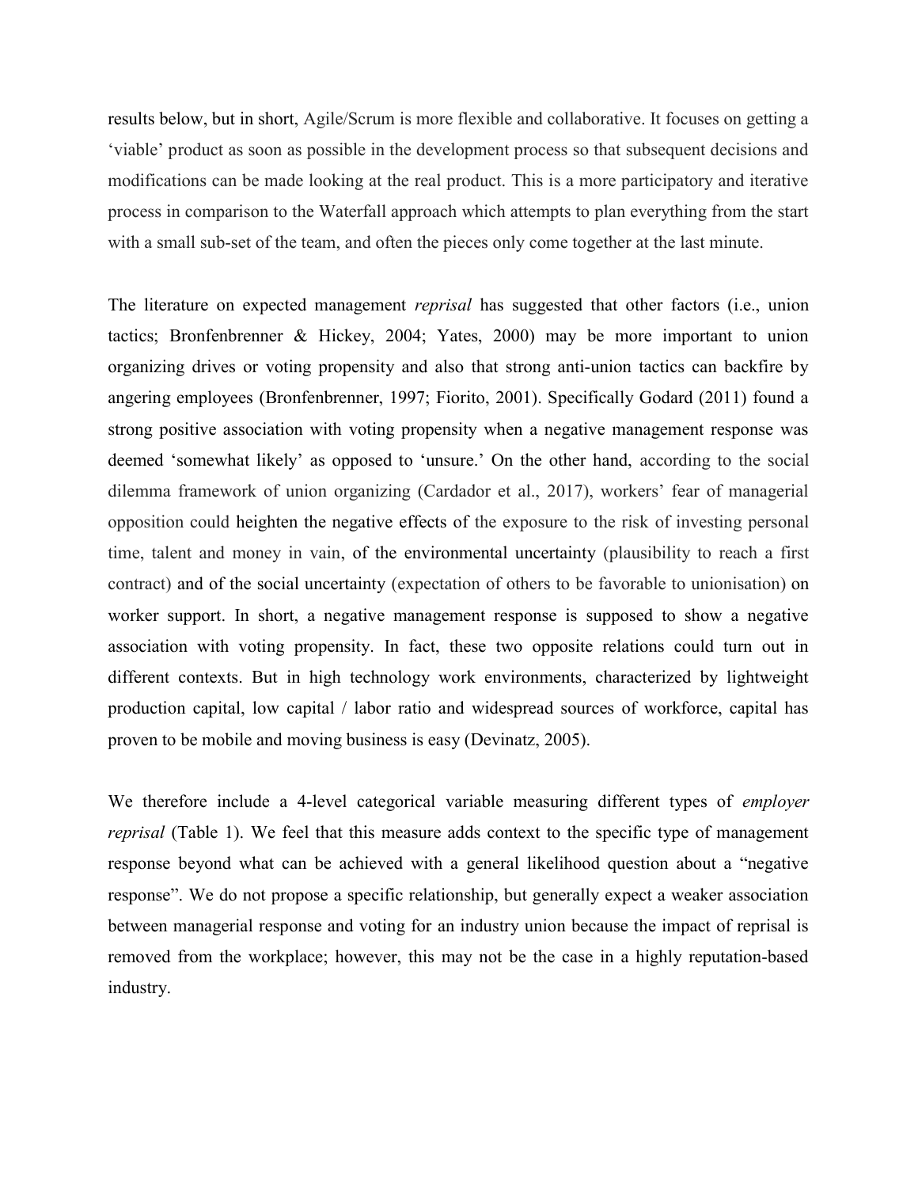results below, but in short, Agile/Scrum is more flexible and collaborative. It focuses on getting a 'viable' product as soon as possible in the development process so that subsequent decisions and modifications can be made looking at the real product. This is a more participatory and iterative process in comparison to the Waterfall approach which attempts to plan everything from the start with a small sub-set of the team, and often the pieces only come together at the last minute.

The literature on expected management *reprisal* has suggested that other factors (i.e., union tactics; Bronfenbrenner & Hickey, 2004; Yates, 2000) may be more important to union organizing drives or voting propensity and also that strong anti-union tactics can backfire by angering employees (Bronfenbrenner, 1997; Fiorito, 2001). Specifically Godard (2011) found a strong positive association with voting propensity when a negative management response was deemed 'somewhat likely' as opposed to 'unsure.' On the other hand, according to the social dilemma framework of union organizing (Cardador et al., 2017), workers' fear of managerial opposition could heighten the negative effects of the exposure to the risk of investing personal time, talent and money in vain, of the environmental uncertainty (plausibility to reach a first contract) and of the social uncertainty (expectation of others to be favorable to unionisation) on worker support. In short, a negative management response is supposed to show a negative association with voting propensity. In fact, these two opposite relations could turn out in different contexts. But in high technology work environments, characterized by lightweight production capital, low capital / labor ratio and widespread sources of workforce, capital has proven to be mobile and moving business is easy (Devinatz, 2005).

We therefore include a 4-level categorical variable measuring different types of *employer reprisal* (Table 1). We feel that this measure adds context to the specific type of management response beyond what can be achieved with a general likelihood question about a "negative response". We do not propose a specific relationship, but generally expect a weaker association between managerial response and voting for an industry union because the impact of reprisal is removed from the workplace; however, this may not be the case in a highly reputation-based industry.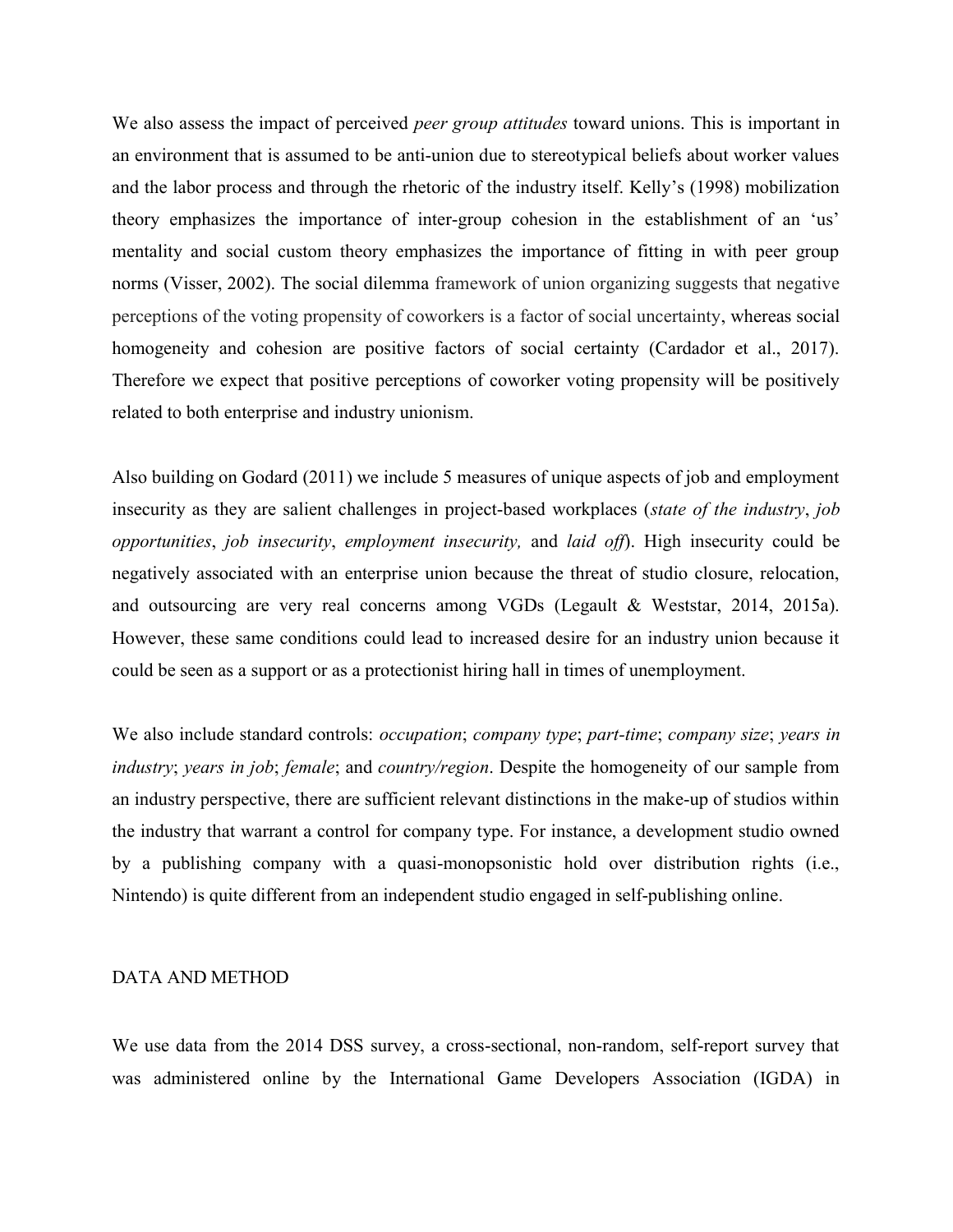We also assess the impact of perceived *peer group attitudes* toward unions. This is important in an environment that is assumed to be anti-union due to stereotypical beliefs about worker values and the labor process and through the rhetoric of the industry itself. Kelly's (1998) mobilization theory emphasizes the importance of inter-group cohesion in the establishment of an 'us' mentality and social custom theory emphasizes the importance of fitting in with peer group norms (Visser, 2002). The social dilemma framework of union organizing suggests that negative perceptions of the voting propensity of coworkers is a factor of social uncertainty, whereas social homogeneity and cohesion are positive factors of social certainty (Cardador et al., 2017). Therefore we expect that positive perceptions of coworker voting propensity will be positively related to both enterprise and industry unionism.

Also building on Godard (2011) we include 5 measures of unique aspects of job and employment insecurity as they are salient challenges in project-based workplaces (*state of the industry*, *job opportunities*, *job insecurity*, *employment insecurity,* and *laid off*). High insecurity could be negatively associated with an enterprise union because the threat of studio closure, relocation, and outsourcing are very real concerns among VGDs (Legault & Weststar, 2014, 2015a). However, these same conditions could lead to increased desire for an industry union because it could be seen as a support or as a protectionist hiring hall in times of unemployment.

We also include standard controls: *occupation*; *company type*; *part-time*; *company size*; *years in industry*; *years in job*; *female*; and *country/region*. Despite the homogeneity of our sample from an industry perspective, there are sufficient relevant distinctions in the make-up of studios within the industry that warrant a control for company type. For instance, a development studio owned by a publishing company with a quasi-monopsonistic hold over distribution rights (i.e., Nintendo) is quite different from an independent studio engaged in self-publishing online.

## DATA AND METHOD

We use data from the 2014 DSS survey, a cross-sectional, non-random, self-report survey that was administered online by the International Game Developers Association (IGDA) in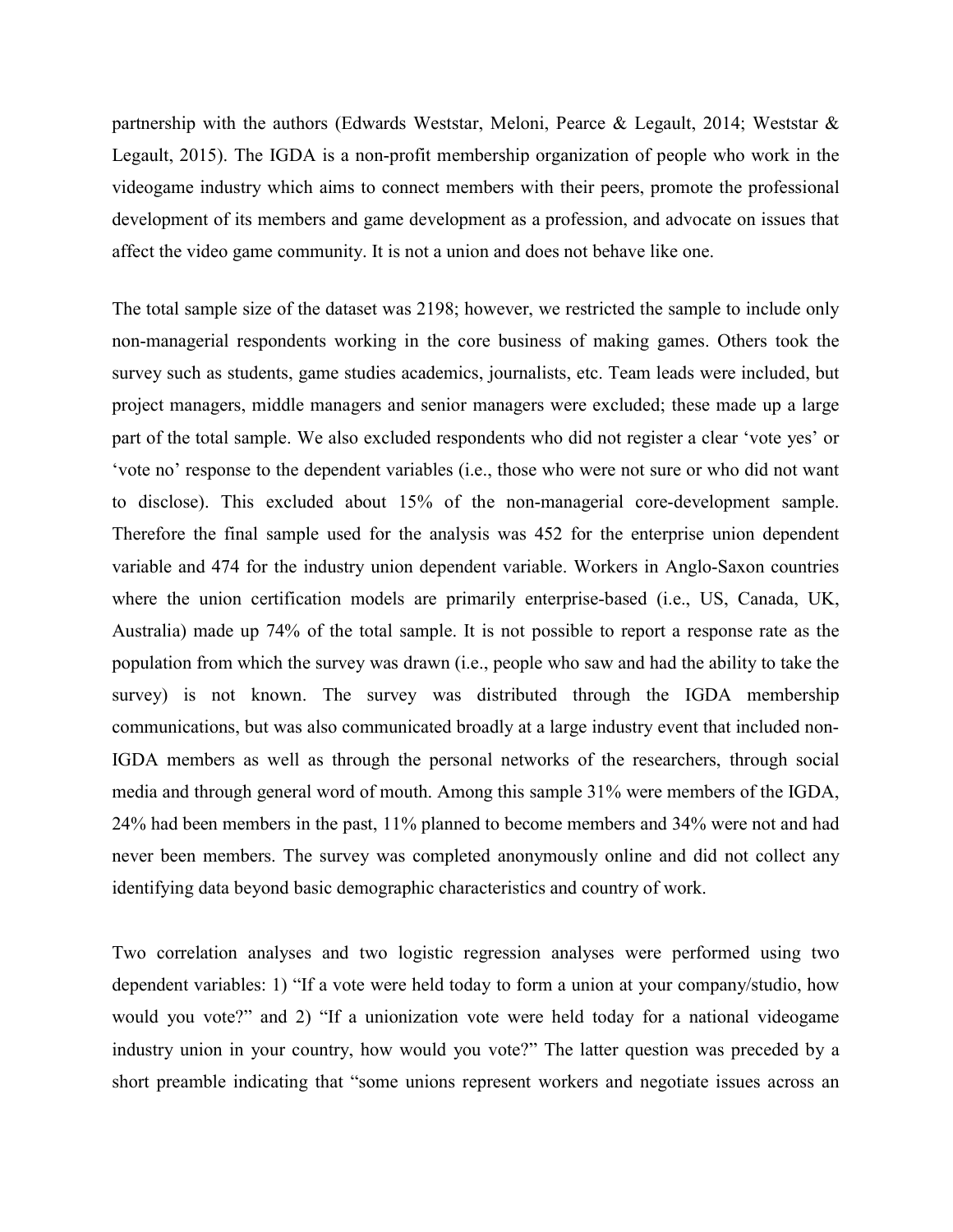partnership with the authors (Edwards Weststar, Meloni, Pearce & Legault, 2014; Weststar & Legault, 2015). The IGDA is a non-profit membership organization of people who work in the videogame industry which aims to connect members with their peers, promote the professional development of its members and game development as a profession, and advocate on issues that affect the video game community. It is not a union and does not behave like one.

The total sample size of the dataset was 2198; however, we restricted the sample to include only non-managerial respondents working in the core business of making games. Others took the survey such as students, game studies academics, journalists, etc. Team leads were included, but project managers, middle managers and senior managers were excluded; these made up a large part of the total sample. We also excluded respondents who did not register a clear 'vote yes' or 'vote no' response to the dependent variables (i.e., those who were not sure or who did not want to disclose). This excluded about 15% of the non-managerial core-development sample. Therefore the final sample used for the analysis was 452 for the enterprise union dependent variable and 474 for the industry union dependent variable. Workers in Anglo-Saxon countries where the union certification models are primarily enterprise-based (i.e., US, Canada, UK, Australia) made up 74% of the total sample. It is not possible to report a response rate as the population from which the survey was drawn (i.e., people who saw and had the ability to take the survey) is not known. The survey was distributed through the IGDA membership communications, but was also communicated broadly at a large industry event that included non-IGDA members as well as through the personal networks of the researchers, through social media and through general word of mouth. Among this sample 31% were members of the IGDA, 24% had been members in the past, 11% planned to become members and 34% were not and had never been members. The survey was completed anonymously online and did not collect any identifying data beyond basic demographic characteristics and country of work.

Two correlation analyses and two logistic regression analyses were performed using two dependent variables: 1) "If a vote were held today to form a union at your company/studio, how would you vote?" and 2) "If a unionization vote were held today for a national videogame industry union in your country, how would you vote?" The latter question was preceded by a short preamble indicating that "some unions represent workers and negotiate issues across an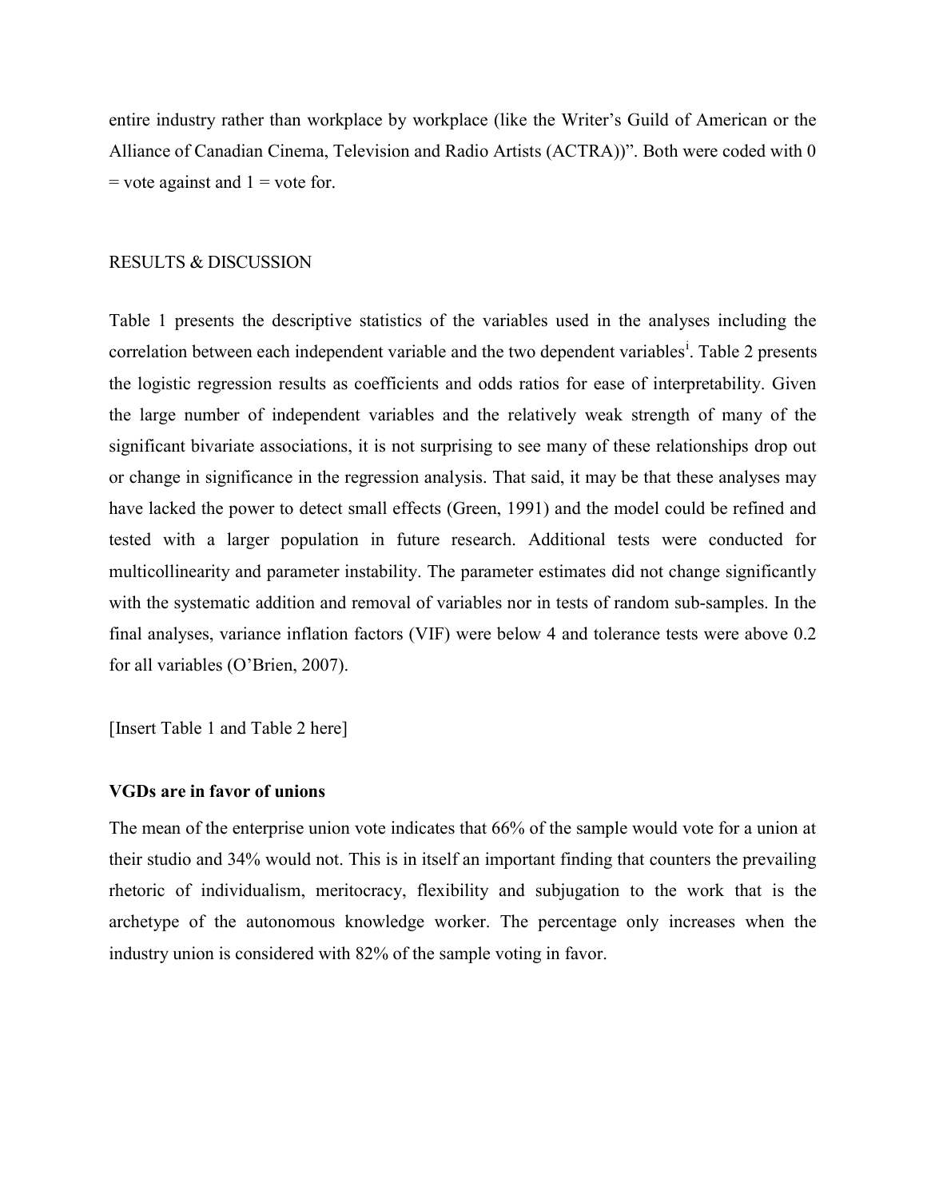entire industry rather than workplace by workplace (like the Writer's Guild of American or the Alliance of Canadian Cinema, Television and Radio Artists (ACTRA))". Both were coded with 0 = vote against and 1 = vote for.

## RESULTS & DISCUSSION

Table 1 presents the descriptive statistics of the variables used in the analyses including the correlation between each independent variable and the two dependent variables[i]. Table 2 presents the logistic regression results as coefficients and odds ratios for ease of interpretability. Given the large number of independent variables and the relatively weak strength of many of the significant bivariate associations, it is not surprising to see many of these relationships drop out or change in significance in the regression analysis. That said, it may be that these analyses may have lacked the power to detect small effects (Green, 1991) and the model could be refined and tested with a larger population in future research. Additional tests were conducted for multicollinearity and parameter instability. The parameter estimates did not change significantly with the systematic addition and removal of variables nor in tests of random sub-samples. In the final analyses, variance inflation factors (VIF) were below 4 and tolerance tests were above 0.2 for all variables (O'Brien, 2007).

[Insert Table 1 and Table 2 here]

### VGDs are in favor of unions

The mean of the enterprise union vote indicates that 66% of the sample would vote for a union at their studio and 34% would not. This is in itself an important finding that counters the prevailing rhetoric of individualism, meritocracy, flexibility and subjugation to the work that is the archetype of the autonomous knowledge worker. The percentage only increases when the industry union is considered with 82% of the sample voting in favor.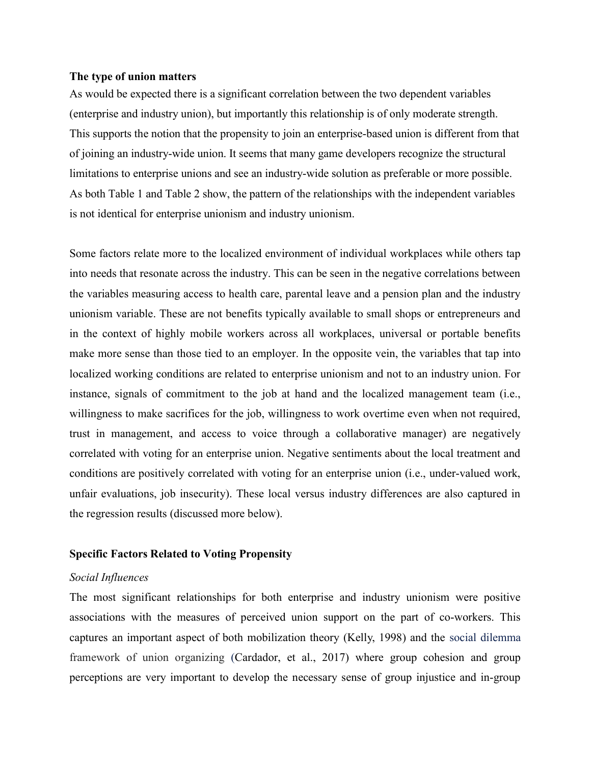**The type of union matters**

As would be expected there is a significant correlation between the two dependent variables (enterprise and industry union), but importantly this relationship is of only moderate strength. This supports the notion that the propensity to join an enterprise-based union is different from that of joining an industry-wide union. It seems that many game developers recognize the structural limitations to enterprise unions and see an industry-wide solution as preferable or more possible. As both Table 1 and Table 2 show, the pattern of the relationships with the independent variables is not identical for enterprise unionism and industry unionism.

Some factors relate more to the localized environment of individual workplaces while others tap into needs that resonate across the industry. This can be seen in the negative correlations between the variables measuring access to health care, parental leave and a pension plan and the industry unionism variable. These are not benefits typically available to small shops or entrepreneurs and in the context of highly mobile workers across all workplaces, universal or portable benefits make more sense than those tied to an employer. In the opposite vein, the variables that tap into localized working conditions are related to enterprise unionism and not to an industry union. For instance, signals of commitment to the job at hand and the localized management team (i.e., willingness to make sacrifices for the job, willingness to work overtime even when not required, trust in management, and access to voice through a collaborative manager) are negatively correlated with voting for an enterprise union. Negative sentiments about the local treatment and conditions are positively correlated with voting for an enterprise union (i.e., under-valued work, unfair evaluations, job insecurity). These local versus industry differences are also captured in the regression results (discussed more below).

**Specific Factors Related to Voting Propensity**

*Social Influences*

The most significant relationships for both enterprise and industry unionism were positive associations with the measures of perceived union support on the part of co-workers. This captures an important aspect of both mobilization theory (Kelly, 1998) and the social dilemma framework of union organizing (Cardador, et al., 2017) where group cohesion and group perceptions are very important to develop the necessary sense of group injustice and in-group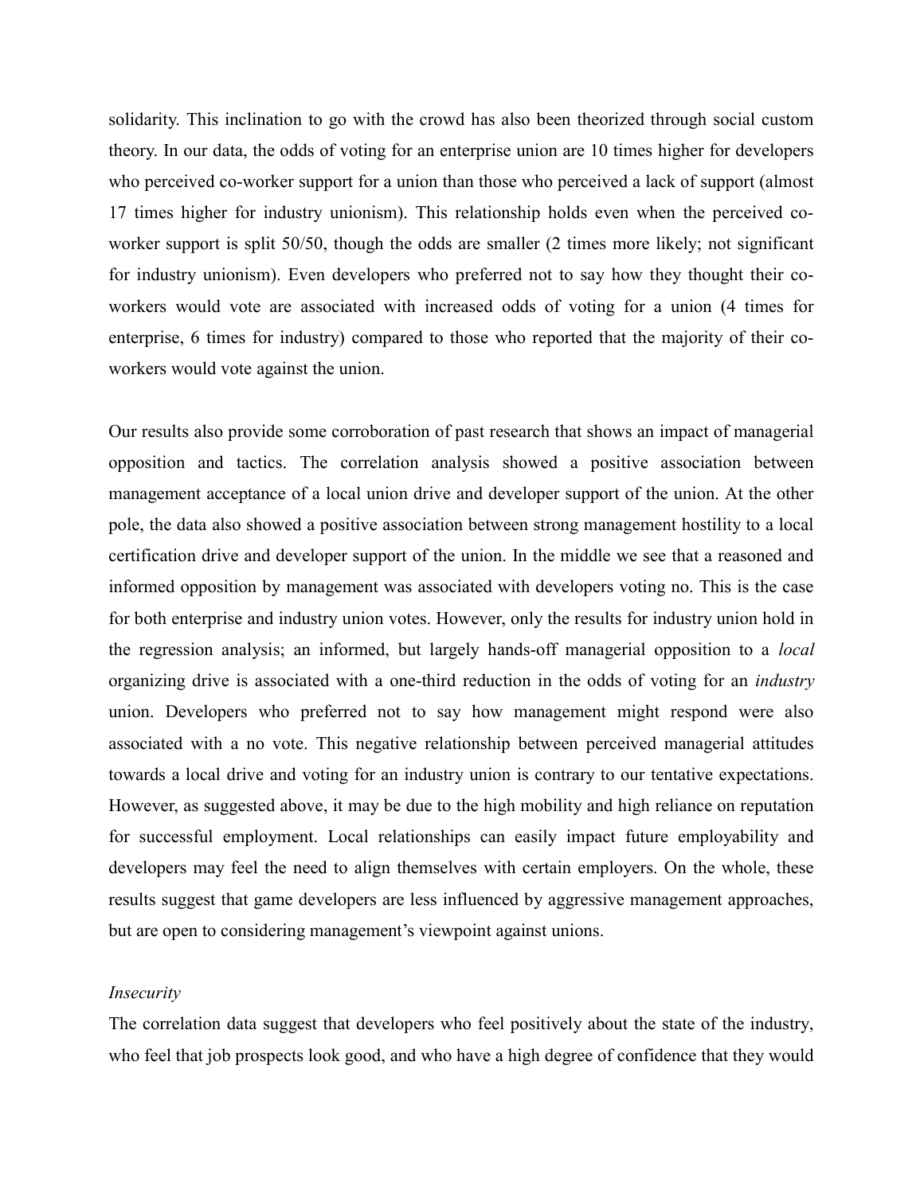solidarity. This inclination to go with the crowd has also been theorized through social custom theory. In our data, the odds of voting for an enterprise union are 10 times higher for developers who perceived co-worker support for a union than those who perceived a lack of support (almost 17 times higher for industry unionism). This relationship holds even when the perceived co-worker support is split 50/50, though the odds are smaller (2 times more likely; not significant for industry unionism). Even developers who preferred not to say how they thought their co-workers would vote are associated with increased odds of voting for a union (4 times for enterprise, 6 times for industry) compared to those who reported that the majority of their co-workers would vote against the union.

Our results also provide some corroboration of past research that shows an impact of managerial opposition and tactics. The correlation analysis showed a positive association between management acceptance of a local union drive and developer support of the union. At the other pole, the data also showed a positive association between strong management hostility to a local certification drive and developer support of the union. In the middle we see that a reasoned and informed opposition by management was associated with developers voting no. This is the case for both enterprise and industry union votes. However, only the results for industry union hold in the regression analysis; an informed, but largely hands-off managerial opposition to a *local* organizing drive is associated with a one-third reduction in the odds of voting for an *industry* union. Developers who preferred not to say how management might respond were also associated with a no vote. This negative relationship between perceived managerial attitudes towards a local drive and voting for an industry union is contrary to our tentative expectations. However, as suggested above, it may be due to the high mobility and high reliance on reputation for successful employment. Local relationships can easily impact future employability and developers may feel the need to align themselves with certain employers. On the whole, these results suggest that game developers are less influenced by aggressive management approaches, but are open to considering management's viewpoint against unions.

*Insecurity*

The correlation data suggest that developers who feel positively about the state of the industry, who feel that job prospects look good, and who have a high degree of confidence that they would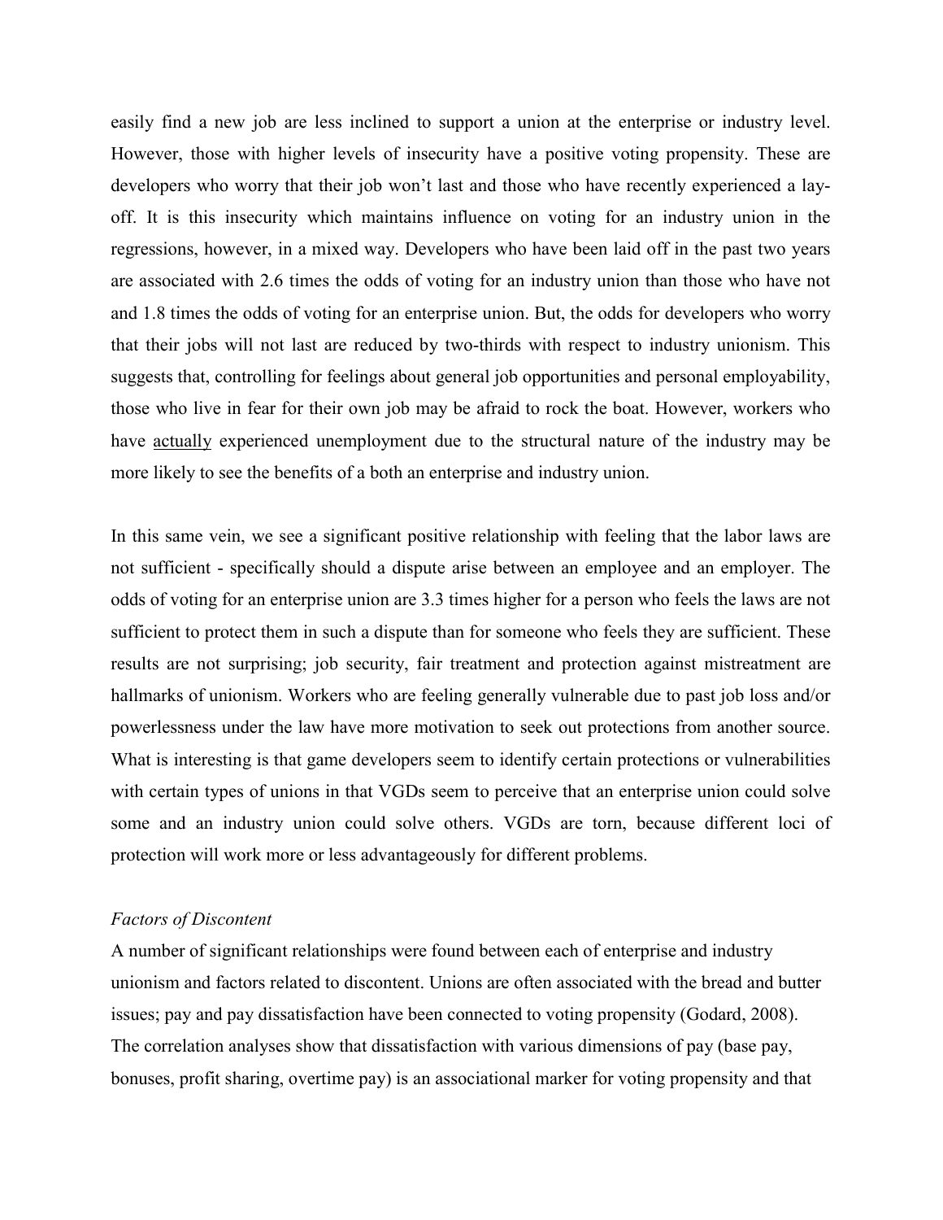easily find a new job are less inclined to support a union at the enterprise or industry level. However, those with higher levels of insecurity have a positive voting propensity. These are developers who worry that their job won't last and those who have recently experienced a lay-off. It is this insecurity which maintains influence on voting for an industry union in the regressions, however, in a mixed way. Developers who have been laid off in the past two years are associated with 2.6 times the odds of voting for an industry union than those who have not and 1.8 times the odds of voting for an enterprise union. But, the odds for developers who worry that their jobs will not last are reduced by two-thirds with respect to industry unionism. This suggests that, controlling for feelings about general job opportunities and personal employability, those who live in fear for their own job may be afraid to rock the boat. However, workers who have actually experienced unemployment due to the structural nature of the industry may be more likely to see the benefits of a both an enterprise and industry union.

In this same vein, we see a significant positive relationship with feeling that the labor laws are not sufficient - specifically should a dispute arise between an employee and an employer. The odds of voting for an enterprise union are 3.3 times higher for a person who feels the laws are not sufficient to protect them in such a dispute than for someone who feels they are sufficient. These results are not surprising; job security, fair treatment and protection against mistreatment are hallmarks of unionism. Workers who are feeling generally vulnerable due to past job loss and/or powerlessness under the law have more motivation to seek out protections from another source. What is interesting is that game developers seem to identify certain protections or vulnerabilities with certain types of unions in that VGDs seem to perceive that an enterprise union could solve some and an industry union could solve others. VGDs are torn, because different loci of protection will work more or less advantageously for different problems.

*Factors of Discontent*

A number of significant relationships were found between each of enterprise and industry unionism and factors related to discontent. Unions are often associated with the bread and butter issues; pay and pay dissatisfaction have been connected to voting propensity (Godard, 2008). The correlation analyses show that dissatisfaction with various dimensions of pay (base pay, bonuses, profit sharing, overtime pay) is an associational marker for voting propensity and that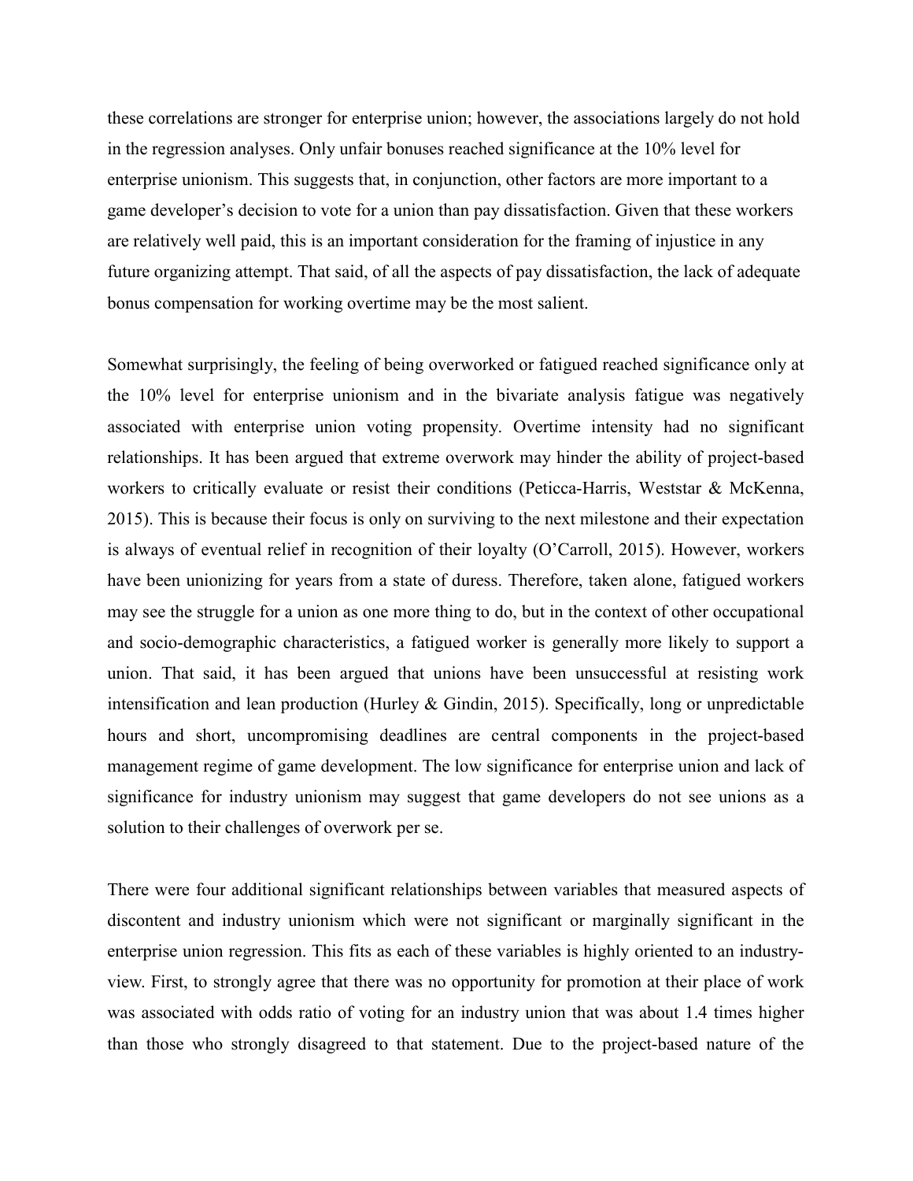these correlations are stronger for enterprise union; however, the associations largely do not hold in the regression analyses. Only unfair bonuses reached significance at the 10% level for enterprise unionism. This suggests that, in conjunction, other factors are more important to a game developer's decision to vote for a union than pay dissatisfaction. Given that these workers are relatively well paid, this is an important consideration for the framing of injustice in any future organizing attempt. That said, of all the aspects of pay dissatisfaction, the lack of adequate bonus compensation for working overtime may be the most salient.

Somewhat surprisingly, the feeling of being overworked or fatigued reached significance only at the 10% level for enterprise unionism and in the bivariate analysis fatigue was negatively associated with enterprise union voting propensity. Overtime intensity had no significant relationships. It has been argued that extreme overwork may hinder the ability of project-based workers to critically evaluate or resist their conditions (Peticca-Harris, Weststar & McKenna, 2015). This is because their focus is only on surviving to the next milestone and their expectation is always of eventual relief in recognition of their loyalty (O'Carroll, 2015). However, workers have been unionizing for years from a state of duress. Therefore, taken alone, fatigued workers may see the struggle for a union as one more thing to do, but in the context of other occupational and socio-demographic characteristics, a fatigued worker is generally more likely to support a union. That said, it has been argued that unions have been unsuccessful at resisting work intensification and lean production (Hurley & Gindin, 2015). Specifically, long or unpredictable hours and short, uncompromising deadlines are central components in the project-based management regime of game development. The low significance for enterprise union and lack of significance for industry unionism may suggest that game developers do not see unions as a solution to their challenges of overwork per se.

There were four additional significant relationships between variables that measured aspects of discontent and industry unionism which were not significant or marginally significant in the enterprise union regression. This fits as each of these variables is highly oriented to an industry-view. First, to strongly agree that there was no opportunity for promotion at their place of work was associated with odds ratio of voting for an industry union that was about 1.4 times higher than those who strongly disagreed to that statement. Due to the project-based nature of the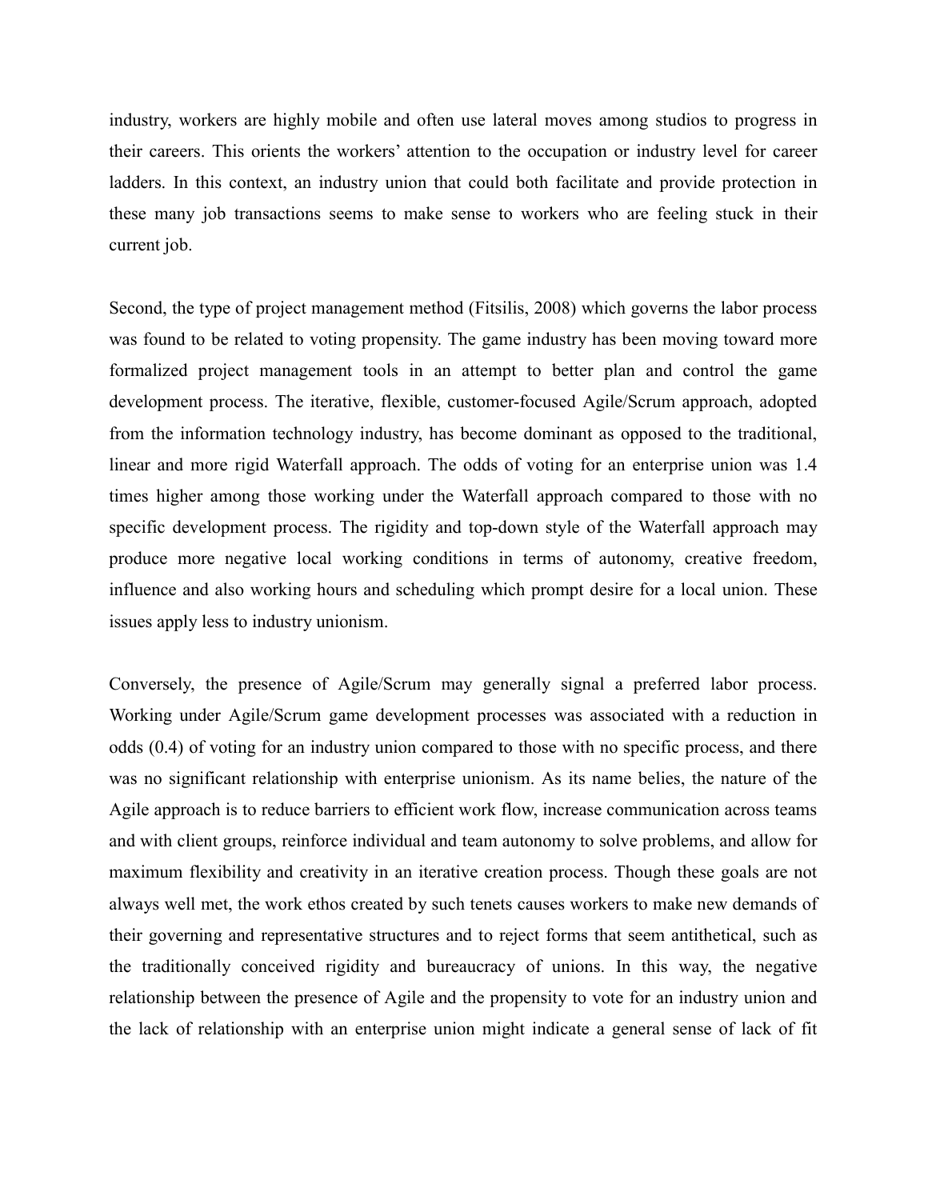industry, workers are highly mobile and often use lateral moves among studios to progress in their careers. This orients the workers' attention to the occupation or industry level for career ladders. In this context, an industry union that could both facilitate and provide protection in these many job transactions seems to make sense to workers who are feeling stuck in their current job.

Second, the type of project management method (Fitsilis, 2008) which governs the labor process was found to be related to voting propensity. The game industry has been moving toward more formalized project management tools in an attempt to better plan and control the game development process. The iterative, flexible, customer-focused Agile/Scrum approach, adopted from the information technology industry, has become dominant as opposed to the traditional, linear and more rigid Waterfall approach. The odds of voting for an enterprise union was 1.4 times higher among those working under the Waterfall approach compared to those with no specific development process. The rigidity and top-down style of the Waterfall approach may produce more negative local working conditions in terms of autonomy, creative freedom, influence and also working hours and scheduling which prompt desire for a local union. These issues apply less to industry unionism.

Conversely, the presence of Agile/Scrum may generally signal a preferred labor process. Working under Agile/Scrum game development processes was associated with a reduction in odds (0.4) of voting for an industry union compared to those with no specific process, and there was no significant relationship with enterprise unionism. As its name belies, the nature of the Agile approach is to reduce barriers to efficient work flow, increase communication across teams and with client groups, reinforce individual and team autonomy to solve problems, and allow for maximum flexibility and creativity in an iterative creation process. Though these goals are not always well met, the work ethos created by such tenets causes workers to make new demands of their governing and representative structures and to reject forms that seem antithetical, such as the traditionally conceived rigidity and bureaucracy of unions. In this way, the negative relationship between the presence of Agile and the propensity to vote for an industry union and the lack of relationship with an enterprise union might indicate a general sense of lack of fit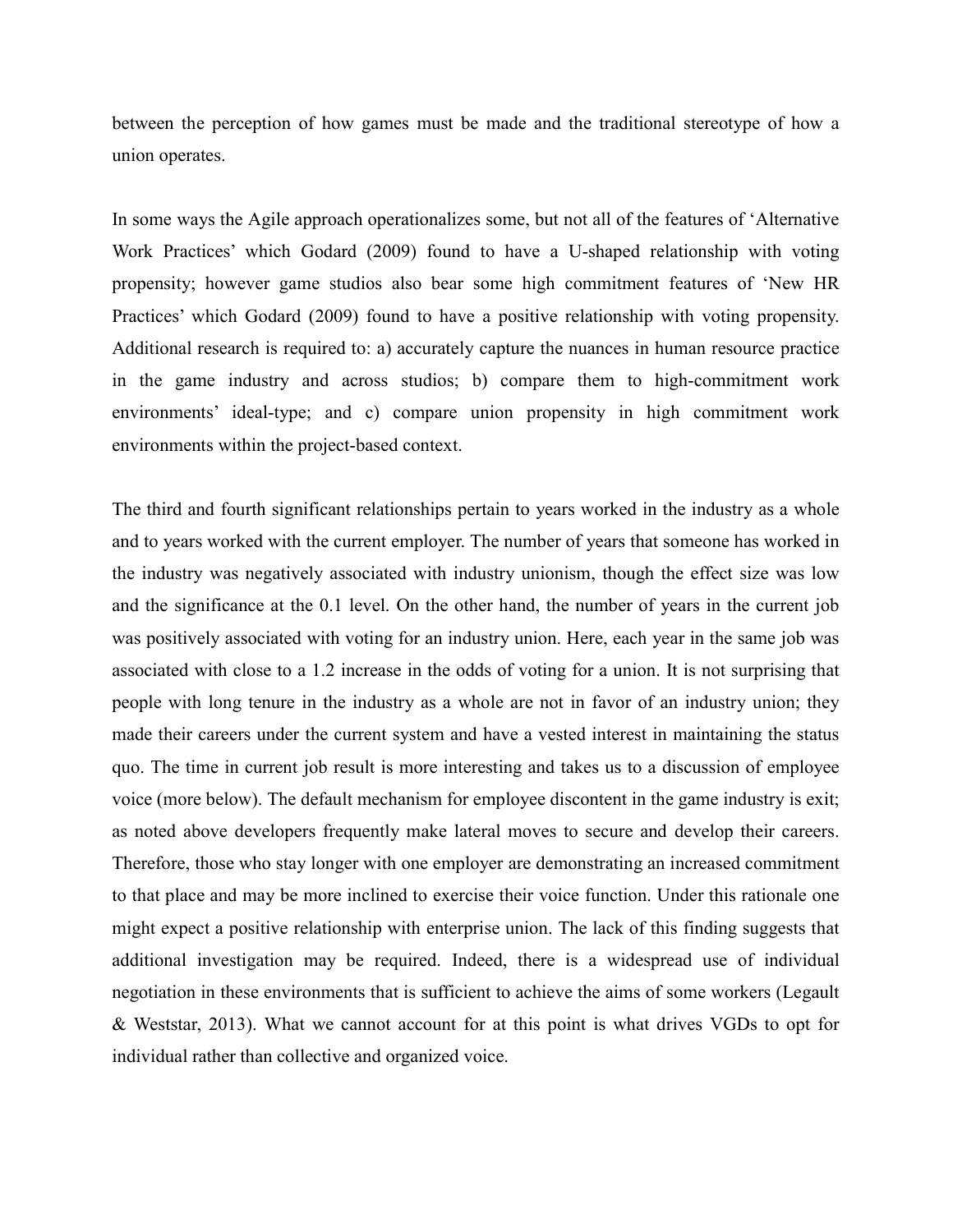between the perception of how games must be made and the traditional stereotype of how a union operates.

In some ways the Agile approach operationalizes some, but not all of the features of 'Alternative Work Practices' which Godard (2009) found to have a U-shaped relationship with voting propensity; however game studios also bear some high commitment features of 'New HR Practices' which Godard (2009) found to have a positive relationship with voting propensity. Additional research is required to: a) accurately capture the nuances in human resource practice in the game industry and across studios; b) compare them to high-commitment work environments' ideal-type; and c) compare union propensity in high commitment work environments within the project-based context.

The third and fourth significant relationships pertain to years worked in the industry as a whole and to years worked with the current employer. The number of years that someone has worked in the industry was negatively associated with industry unionism, though the effect size was low and the significance at the 0.1 level. On the other hand, the number of years in the current job was positively associated with voting for an industry union. Here, each year in the same job was associated with close to a 1.2 increase in the odds of voting for a union. It is not surprising that people with long tenure in the industry as a whole are not in favor of an industry union; they made their careers under the current system and have a vested interest in maintaining the status quo. The time in current job result is more interesting and takes us to a discussion of employee voice (more below). The default mechanism for employee discontent in the game industry is exit; as noted above developers frequently make lateral moves to secure and develop their careers. Therefore, those who stay longer with one employer are demonstrating an increased commitment to that place and may be more inclined to exercise their voice function. Under this rationale one might expect a positive relationship with enterprise union. The lack of this finding suggests that additional investigation may be required. Indeed, there is a widespread use of individual negotiation in these environments that is sufficient to achieve the aims of some workers (Legault & Weststar, 2013). What we cannot account for at this point is what drives VGDs to opt for individual rather than collective and organized voice.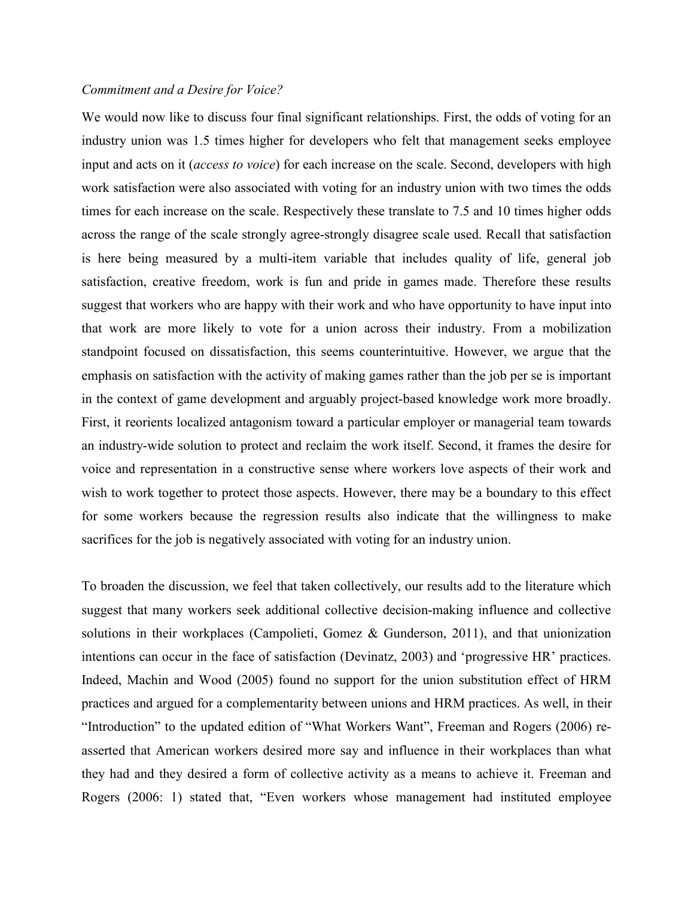*Commitment and a Desire for Voice?*

We would now like to discuss four final significant relationships. First, the odds of voting for an industry union was 1.5 times higher for developers who felt that management seeks employee input and acts on it (*access to voice*) for each increase on the scale. Second, developers with high work satisfaction were also associated with voting for an industry union with two times the odds times for each increase on the scale. Respectively these translate to 7.5 and 10 times higher odds across the range of the scale strongly agree-strongly disagree scale used. Recall that satisfaction is here being measured by a multi-item variable that includes quality of life, general job satisfaction, creative freedom, work is fun and pride in games made. Therefore these results suggest that workers who are happy with their work and who have opportunity to have input into that work are more likely to vote for a union across their industry. From a mobilization standpoint focused on dissatisfaction, this seems counterintuitive. However, we argue that the emphasis on satisfaction with the activity of making games rather than the job per se is important in the context of game development and arguably project-based knowledge work more broadly. First, it reorients localized antagonism toward a particular employer or managerial team towards an industry-wide solution to protect and reclaim the work itself. Second, it frames the desire for voice and representation in a constructive sense where workers love aspects of their work and wish to work together to protect those aspects. However, there may be a boundary to this effect for some workers because the regression results also indicate that the willingness to make sacrifices for the job is negatively associated with voting for an industry union.

To broaden the discussion, we feel that taken collectively, our results add to the literature which suggest that many workers seek additional collective decision-making influence and collective solutions in their workplaces (Campolieti, Gomez & Gunderson, 2011), and that unionization intentions can occur in the face of satisfaction (Devinatz, 2003) and 'progressive HR' practices. Indeed, Machin and Wood (2005) found no support for the union substitution effect of HRM practices and argued for a complementarity between unions and HRM practices. As well, in their "Introduction" to the updated edition of "What Workers Want", Freeman and Rogers (2006) re-asserted that American workers desired more say and influence in their workplaces than what they had and they desired a form of collective activity as a means to achieve it. Freeman and Rogers (2006: 1) stated that, "Even workers whose management had instituted employee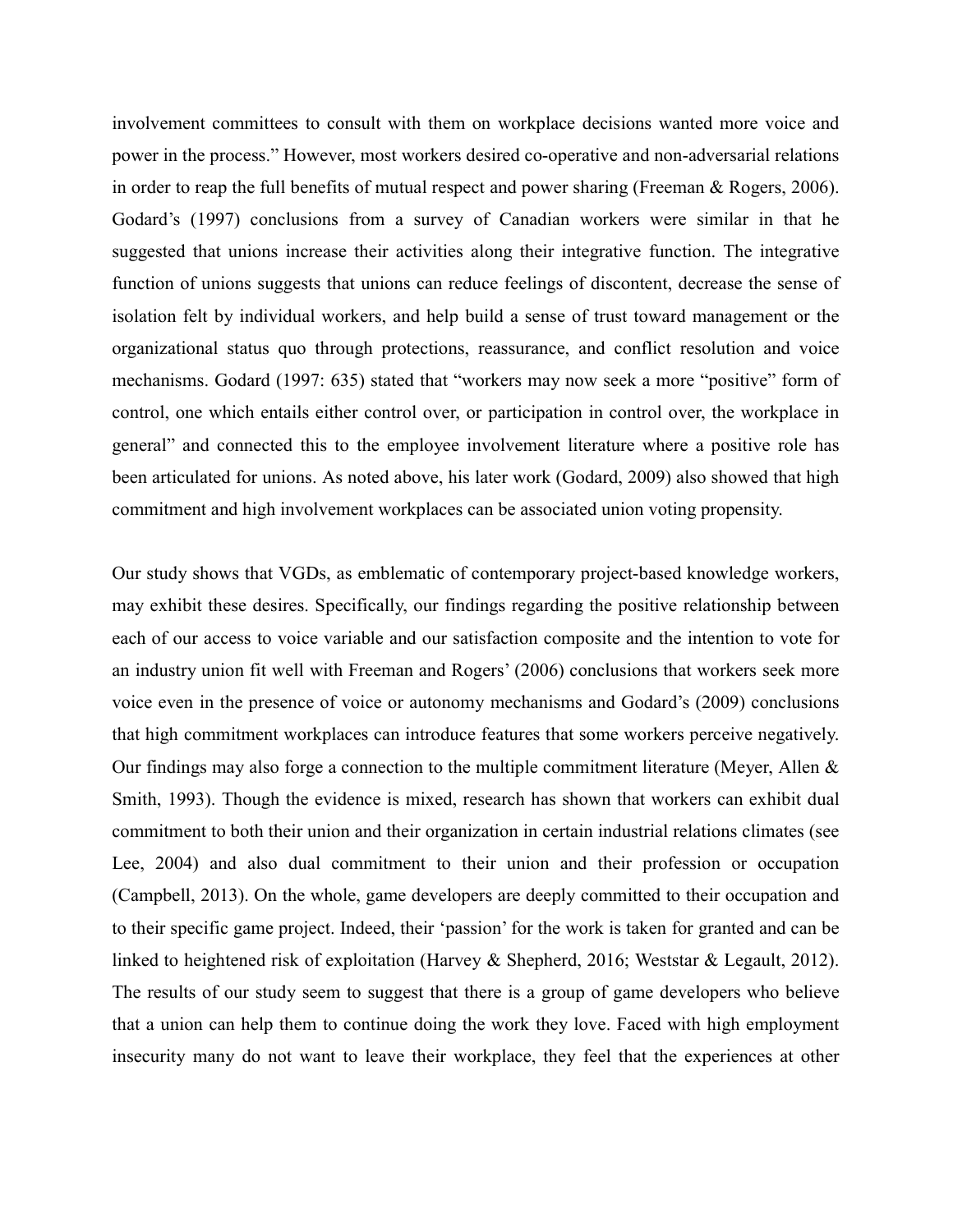involvement committees to consult with them on workplace decisions wanted more voice and power in the process." However, most workers desired co-operative and non-adversarial relations in order to reap the full benefits of mutual respect and power sharing (Freeman & Rogers, 2006). Godard's (1997) conclusions from a survey of Canadian workers were similar in that he suggested that unions increase their activities along their integrative function. The integrative function of unions suggests that unions can reduce feelings of discontent, decrease the sense of isolation felt by individual workers, and help build a sense of trust toward management or the organizational status quo through protections, reassurance, and conflict resolution and voice mechanisms. Godard (1997: 635) stated that "workers may now seek a more "positive" form of control, one which entails either control over, or participation in control over, the workplace in general" and connected this to the employee involvement literature where a positive role has been articulated for unions. As noted above, his later work (Godard, 2009) also showed that high commitment and high involvement workplaces can be associated union voting propensity.

Our study shows that VGDs, as emblematic of contemporary project-based knowledge workers, may exhibit these desires. Specifically, our findings regarding the positive relationship between each of our access to voice variable and our satisfaction composite and the intention to vote for an industry union fit well with Freeman and Rogers' (2006) conclusions that workers seek more voice even in the presence of voice or autonomy mechanisms and Godard's (2009) conclusions that high commitment workplaces can introduce features that some workers perceive negatively. Our findings may also forge a connection to the multiple commitment literature (Meyer, Allen & Smith, 1993). Though the evidence is mixed, research has shown that workers can exhibit dual commitment to both their union and their organization in certain industrial relations climates (see Lee, 2004) and also dual commitment to their union and their profession or occupation (Campbell, 2013). On the whole, game developers are deeply committed to their occupation and to their specific game project. Indeed, their 'passion' for the work is taken for granted and can be linked to heightened risk of exploitation (Harvey & Shepherd, 2016; Weststar & Legault, 2012). The results of our study seem to suggest that there is a group of game developers who believe that a union can help them to continue doing the work they love. Faced with high employment insecurity many do not want to leave their workplace, they feel that the experiences at other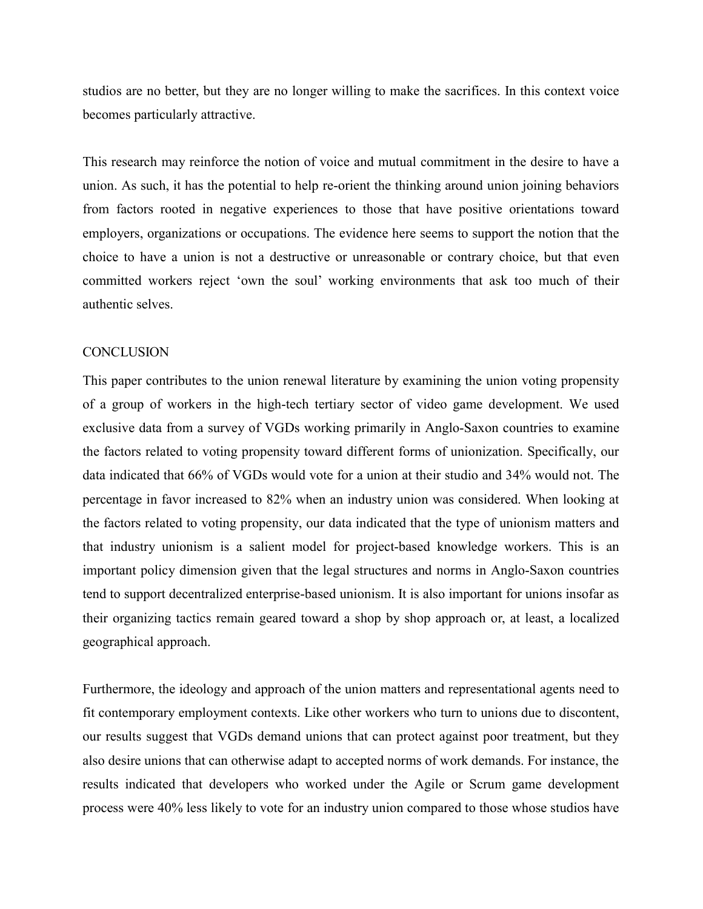studios are no better, but they are no longer willing to make the sacrifices. In this context voice becomes particularly attractive.

This research may reinforce the notion of voice and mutual commitment in the desire to have a union. As such, it has the potential to help re-orient the thinking around union joining behaviors from factors rooted in negative experiences to those that have positive orientations toward employers, organizations or occupations. The evidence here seems to support the notion that the choice to have a union is not a destructive or unreasonable or contrary choice, but that even committed workers reject 'own the soul' working environments that ask too much of their authentic selves.

## CONCLUSION

This paper contributes to the union renewal literature by examining the union voting propensity of a group of workers in the high-tech tertiary sector of video game development. We used exclusive data from a survey of VGDs working primarily in Anglo-Saxon countries to examine the factors related to voting propensity toward different forms of unionization. Specifically, our data indicated that 66% of VGDs would vote for a union at their studio and 34% would not. The percentage in favor increased to 82% when an industry union was considered. When looking at the factors related to voting propensity, our data indicated that the type of unionism matters and that industry unionism is a salient model for project-based knowledge workers. This is an important policy dimension given that the legal structures and norms in Anglo-Saxon countries tend to support decentralized enterprise-based unionism. It is also important for unions insofar as their organizing tactics remain geared toward a shop by shop approach or, at least, a localized geographical approach.

Furthermore, the ideology and approach of the union matters and representational agents need to fit contemporary employment contexts. Like other workers who turn to unions due to discontent, our results suggest that VGDs demand unions that can protect against poor treatment, but they also desire unions that can otherwise adapt to accepted norms of work demands. For instance, the results indicated that developers who worked under the Agile or Scrum game development process were 40% less likely to vote for an industry union compared to those whose studios have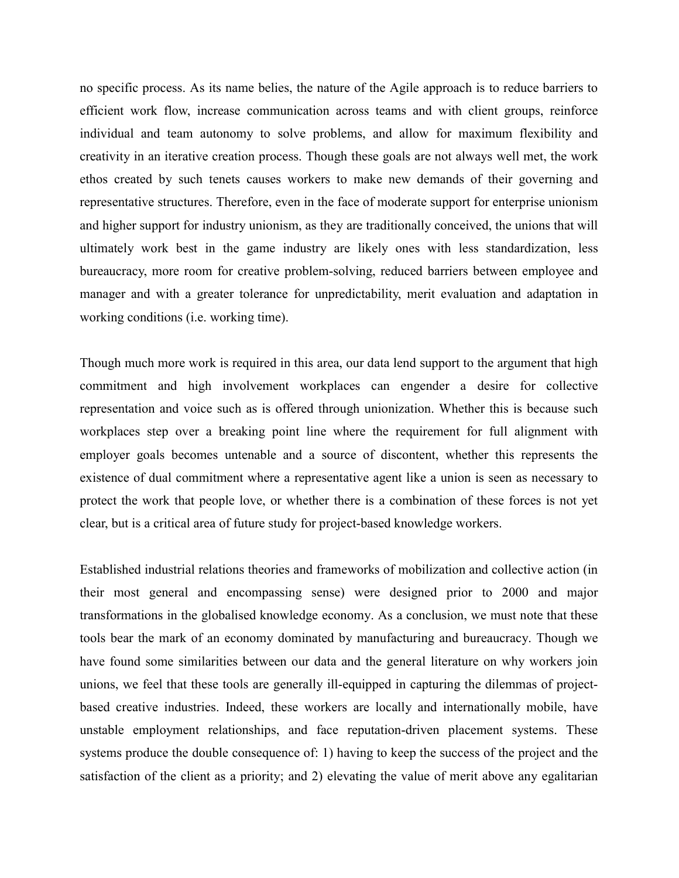no specific process. As its name belies, the nature of the Agile approach is to reduce barriers to efficient work flow, increase communication across teams and with client groups, reinforce individual and team autonomy to solve problems, and allow for maximum flexibility and creativity in an iterative creation process. Though these goals are not always well met, the work ethos created by such tenets causes workers to make new demands of their governing and representative structures. Therefore, even in the face of moderate support for enterprise unionism and higher support for industry unionism, as they are traditionally conceived, the unions that will ultimately work best in the game industry are likely ones with less standardization, less bureaucracy, more room for creative problem-solving, reduced barriers between employee and manager and with a greater tolerance for unpredictability, merit evaluation and adaptation in working conditions (i.e. working time).

Though much more work is required in this area, our data lend support to the argument that high commitment and high involvement workplaces can engender a desire for collective representation and voice such as is offered through unionization. Whether this is because such workplaces step over a breaking point line where the requirement for full alignment with employer goals becomes untenable and a source of discontent, whether this represents the existence of dual commitment where a representative agent like a union is seen as necessary to protect the work that people love, or whether there is a combination of these forces is not yet clear, but is a critical area of future study for project-based knowledge workers.

Established industrial relations theories and frameworks of mobilization and collective action (in their most general and encompassing sense) were designed prior to 2000 and major transformations in the globalised knowledge economy. As a conclusion, we must note that these tools bear the mark of an economy dominated by manufacturing and bureaucracy. Though we have found some similarities between our data and the general literature on why workers join unions, we feel that these tools are generally ill-equipped in capturing the dilemmas of project-based creative industries. Indeed, these workers are locally and internationally mobile, have unstable employment relationships, and face reputation-driven placement systems. These systems produce the double consequence of: 1) having to keep the success of the project and the satisfaction of the client as a priority; and 2) elevating the value of merit above any egalitarian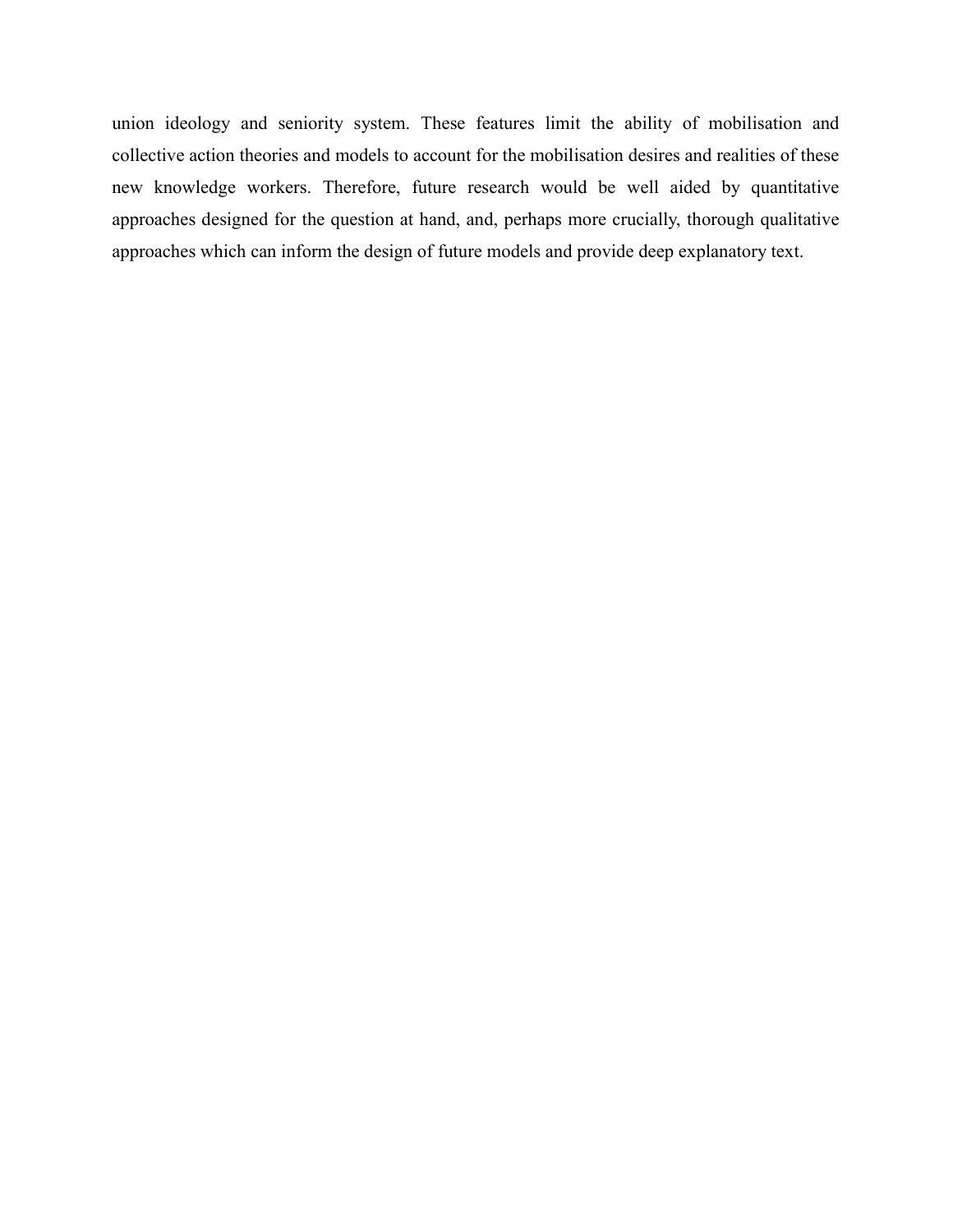union ideology and seniority system. These features limit the ability of mobilisation and collective action theories and models to account for the mobilisation desires and realities of these new knowledge workers. Therefore, future research would be well aided by quantitative approaches designed for the question at hand, and, perhaps more crucially, thorough qualitative approaches which can inform the design of future models and provide deep explanatory text.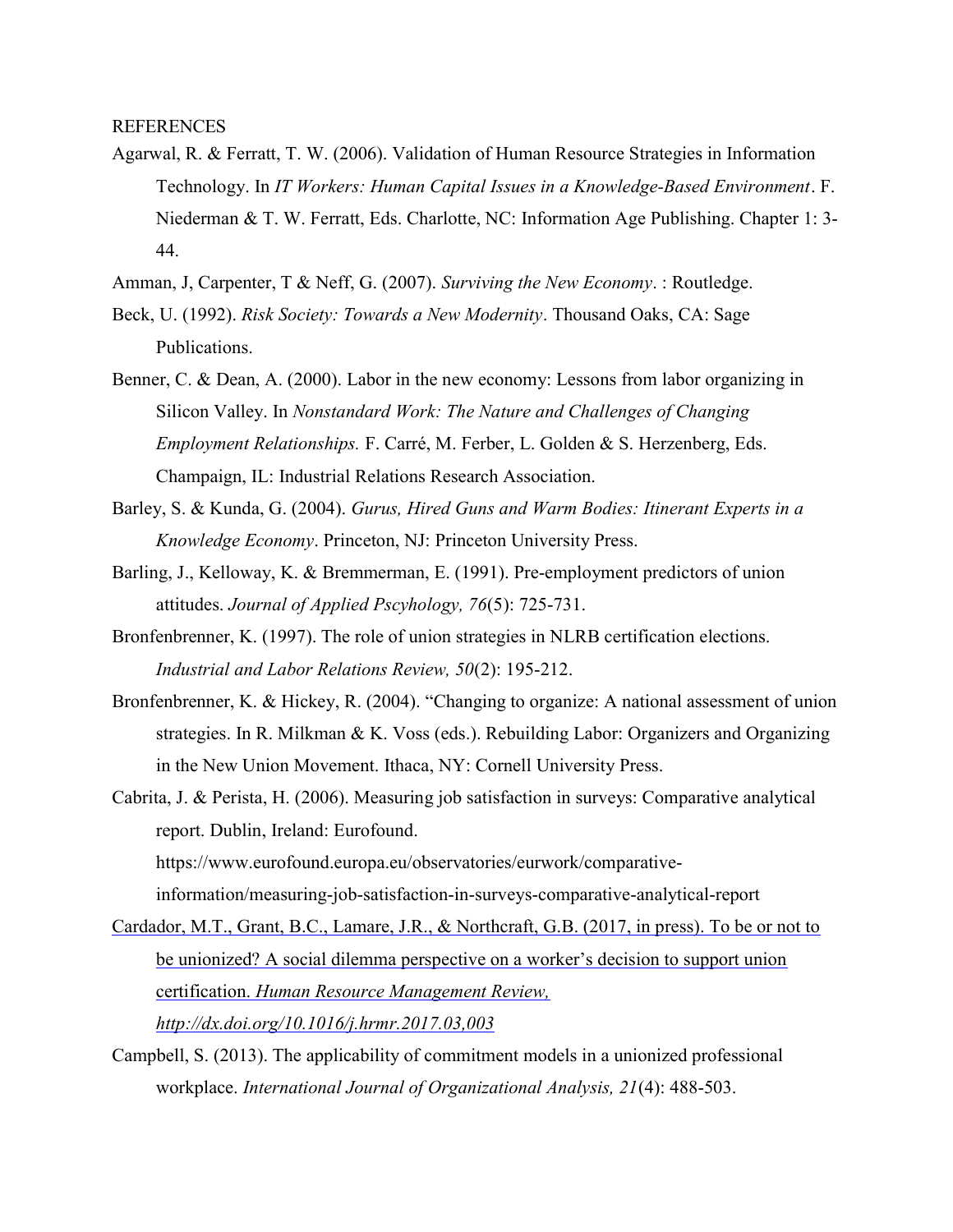REFERENCES

Agarwal, R. & Ferratt, T. W. (2006). Validation of Human Resource Strategies in Information Technology. In *IT Workers: Human Capital Issues in a Knowledge-Based Environment*. F. Niederman & T. W. Ferratt, Eds. Charlotte, NC: Information Age Publishing. Chapter 1: 3-44.

Amman, J, Carpenter, T & Neff, G. (2007). *Surviving the New Economy*. : Routledge.

Beck, U. (1992). *Risk Society: Towards a New Modernity*. Thousand Oaks, CA: Sage Publications.

Benner, C. & Dean, A. (2000). Labor in the new economy: Lessons from labor organizing in Silicon Valley. In *Nonstandard Work: The Nature and Challenges of Changing Employment Relationships.* F. Carré, M. Ferber, L. Golden & S. Herzenberg, Eds. Champaign, IL: Industrial Relations Research Association.

Barley, S. & Kunda, G. (2004). *Gurus, Hired Guns and Warm Bodies: Itinerant Experts in a Knowledge Economy*. Princeton, NJ: Princeton University Press.

Barling, J., Kelloway, K. & Bremmerman, E. (1991). Pre-employment predictors of union attitudes. *Journal of Applied Pscyhology, 76*(5): 725-731.

Bronfenbrenner, K. (1997). The role of union strategies in NLRB certification elections. *Industrial and Labor Relations Review, 50*(2): 195-212.

Bronfenbrenner, K. & Hickey, R. (2004). "Changing to organize: A national assessment of union strategies. In R. Milkman & K. Voss (eds.). Rebuilding Labor: Organizers and Organizing in the New Union Movement. Ithaca, NY: Cornell University Press.

Cabrita, J. & Perista, H. (2006). Measuring job satisfaction in surveys: Comparative analytical report. Dublin, Ireland: Eurofound. https://www.eurofound.europa.eu/observatories/eurwork/comparative-information/measuring-job-satisfaction-in-surveys-comparative-analytical-report

Cardador, M.T., Grant, B.C., Lamare, J.R., & Northcraft, G.B. (2017, in press). To be or not to be unionized? A social dilemma perspective on a worker's decision to support union certification. *Human Resource Management Review, http://dx.doi.org/10.1016/j.hrmr.2017.03,003*

Campbell, S. (2013). The applicability of commitment models in a unionized professional workplace. *International Journal of Organizational Analysis, 21*(4): 488-503.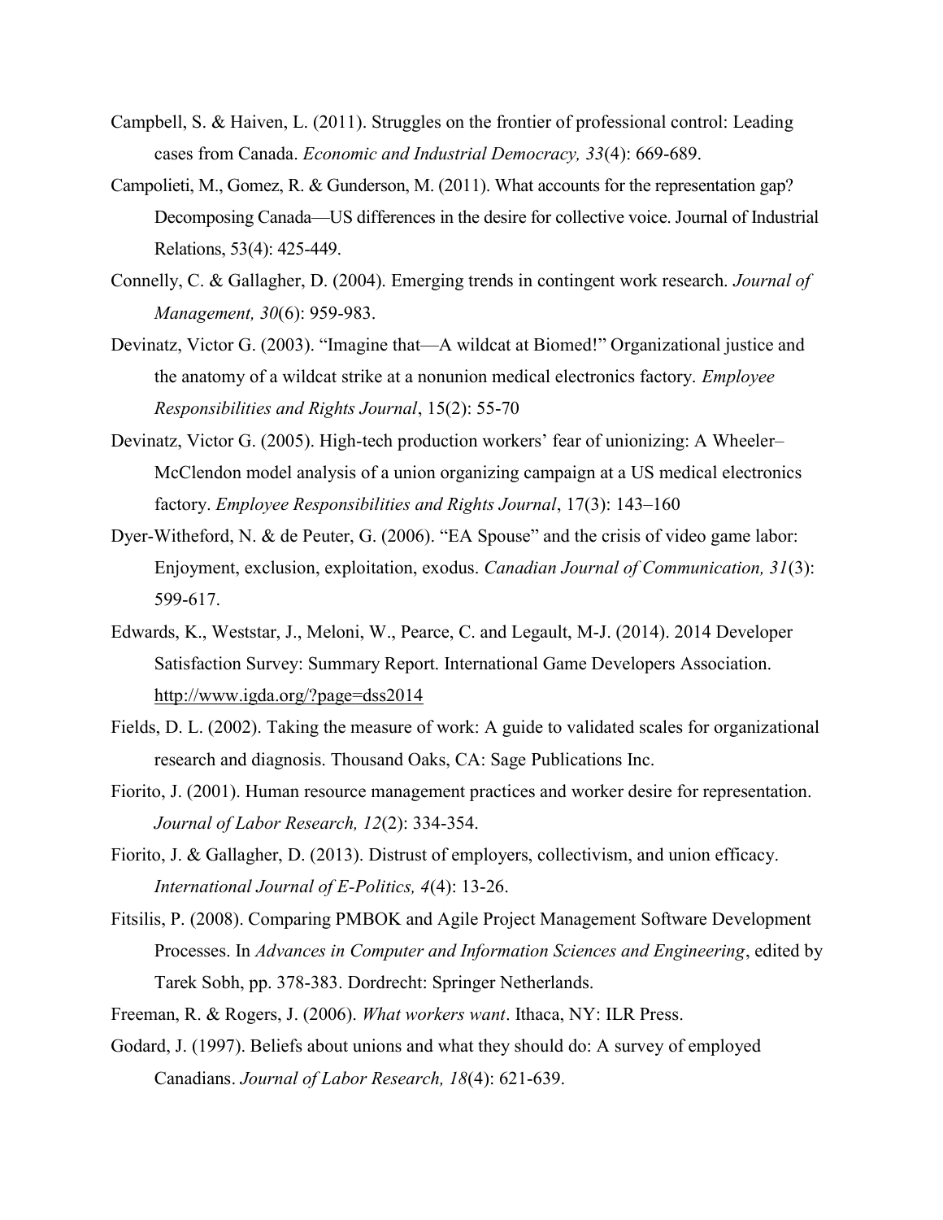Campbell, S. & Haiven, L. (2011). Struggles on the frontier of professional control: Leading cases from Canada. *Economic and Industrial Democracy, 33*(4): 669-689.

Campolieti, M., Gomez, R. & Gunderson, M. (2011). What accounts for the representation gap? Decomposing Canada—US differences in the desire for collective voice. Journal of Industrial Relations, 53(4): 425-449.

Connelly, C. & Gallagher, D. (2004). Emerging trends in contingent work research. *Journal of Management, 30*(6): 959-983.

Devinatz, Victor G. (2003). "Imagine that—A wildcat at Biomed!" Organizational justice and the anatomy of a wildcat strike at a nonunion medical electronics factory. *Employee Responsibilities and Rights Journal*, 15(2): 55-70

Devinatz, Victor G. (2005). High-tech production workers' fear of unionizing: A Wheeler–McClendon model analysis of a union organizing campaign at a US medical electronics factory. *Employee Responsibilities and Rights Journal*, 17(3): 143–160

Dyer-Witheford, N. & de Peuter, G. (2006). "EA Spouse" and the crisis of video game labor: Enjoyment, exclusion, exploitation, exodus. *Canadian Journal of Communication, 31*(3): 599-617.

Edwards, K., Weststar, J., Meloni, W., Pearce, C. and Legault, M-J. (2014). 2014 Developer Satisfaction Survey: Summary Report. International Game Developers Association. http://www.igda.org/?page=dss2014

Fields, D. L. (2002). Taking the measure of work: A guide to validated scales for organizational research and diagnosis. Thousand Oaks, CA: Sage Publications Inc.

Fiorito, J. (2001). Human resource management practices and worker desire for representation. *Journal of Labor Research, 12*(2): 334-354.

Fiorito, J. & Gallagher, D. (2013). Distrust of employers, collectivism, and union efficacy. *International Journal of E-Politics, 4*(4): 13-26.

Fitsilis, P. (2008). Comparing PMBOK and Agile Project Management Software Development Processes. In *Advances in Computer and Information Sciences and Engineering*, edited by Tarek Sobh, pp. 378-383. Dordrecht: Springer Netherlands.

Freeman, R. & Rogers, J. (2006). *What workers want*. Ithaca, NY: ILR Press.

Godard, J. (1997). Beliefs about unions and what they should do: A survey of employed Canadians. *Journal of Labor Research, 18*(4): 621-639.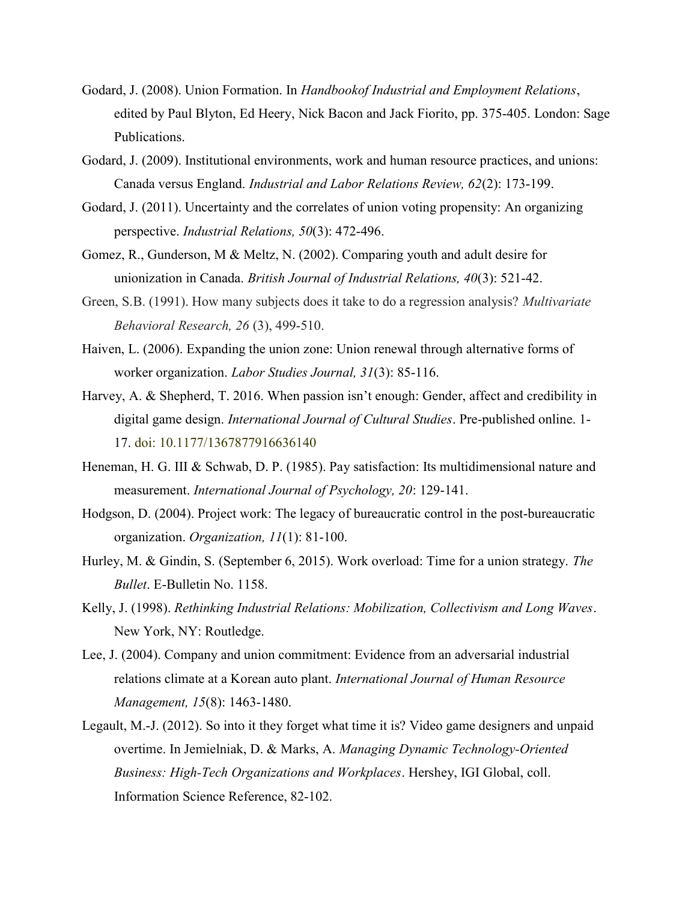Godard, J. (2008). Union Formation. In *Handbookof Industrial and Employment Relations*, edited by Paul Blyton, Ed Heery, Nick Bacon and Jack Fiorito, pp. 375-405. London: Sage Publications.

Godard, J. (2009). Institutional environments, work and human resource practices, and unions: Canada versus England. *Industrial and Labor Relations Review, 62*(2): 173-199.

Godard, J. (2011). Uncertainty and the correlates of union voting propensity: An organizing perspective. *Industrial Relations, 50*(3): 472-496.

Gomez, R., Gunderson, M & Meltz, N. (2002). Comparing youth and adult desire for unionization in Canada. *British Journal of Industrial Relations, 40*(3): 521-42.

Green, S.B. (1991). How many subjects does it take to do a regression analysis? *Multivariate Behavioral Research, 26* (3), 499-510.

Haiven, L. (2006). Expanding the union zone: Union renewal through alternative forms of worker organization. *Labor Studies Journal, 31*(3): 85-116.

Harvey, A. & Shepherd, T. 2016. When passion isn't enough: Gender, affect and credibility in digital game design. *International Journal of Cultural Studies*. Pre-published online. 1-17. doi: 10.1177/1367877916636140

Heneman, H. G. III & Schwab, D. P. (1985). Pay satisfaction: Its multidimensional nature and measurement. *International Journal of Psychology, 20*: 129-141.

Hodgson, D. (2004). Project work: The legacy of bureaucratic control in the post-bureaucratic organization. *Organization, 11*(1): 81-100.

Hurley, M. & Gindin, S. (September 6, 2015). Work overload: Time for a union strategy. *The Bullet*. E-Bulletin No. 1158.

Kelly, J. (1998). *Rethinking Industrial Relations: Mobilization, Collectivism and Long Waves*. New York, NY: Routledge.

Lee, J. (2004). Company and union commitment: Evidence from an adversarial industrial relations climate at a Korean auto plant. *International Journal of Human Resource Management, 15*(8): 1463-1480.

Legault, M.-J. (2012). So into it they forget what time it is? Video game designers and unpaid overtime. In Jemielniak, D. & Marks, A. *Managing Dynamic Technology-Oriented Business: High-Tech Organizations and Workplaces*. Hershey, IGI Global, coll. Information Science Reference, 82-102.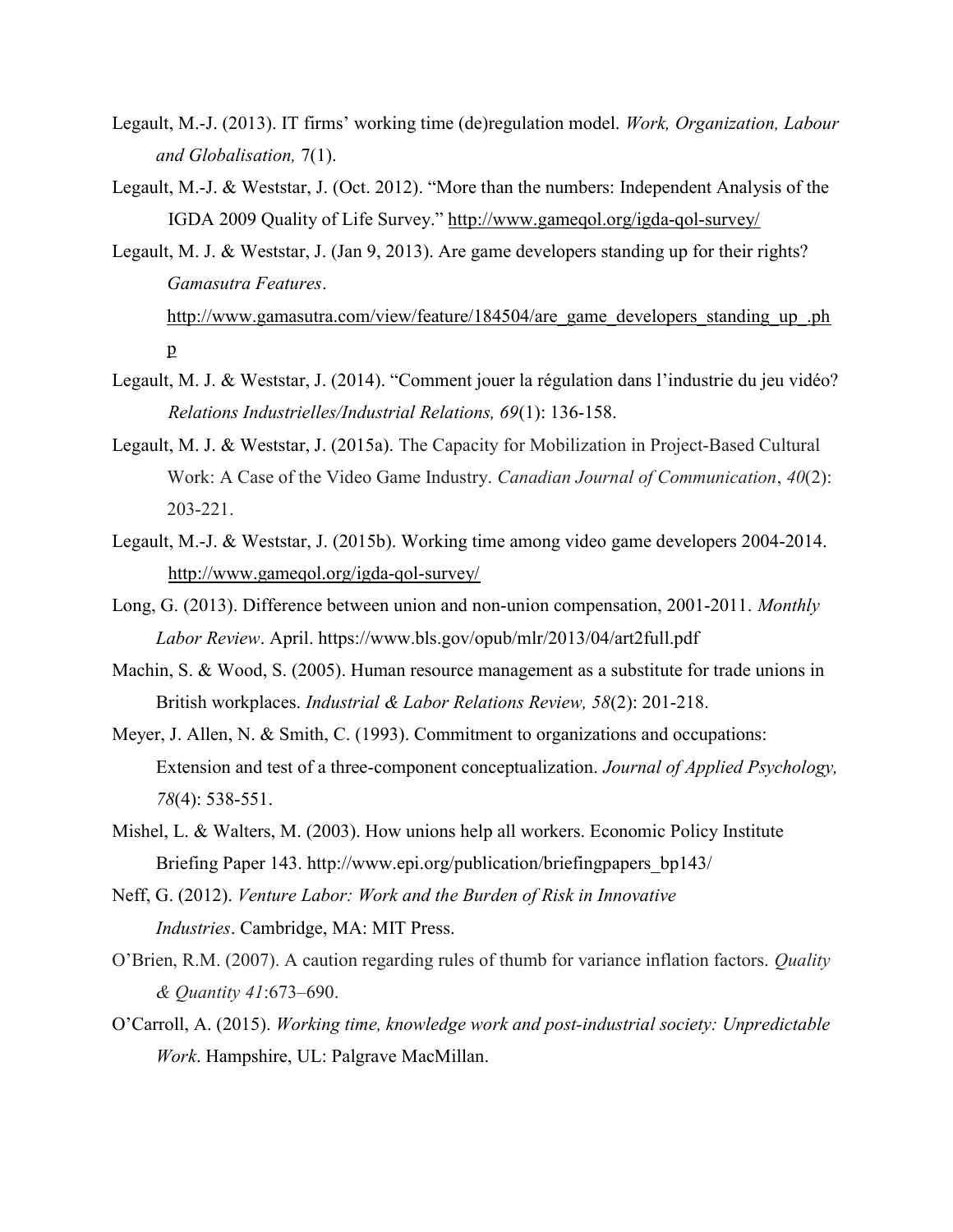Legault, M.-J. (2013). IT firms' working time (de)regulation model. *Work, Organization, Labour and Globalisation,* 7(1).

Legault, M.-J. & Weststar, J. (Oct. 2012). "More than the numbers: Independent Analysis of the IGDA 2009 Quality of Life Survey." http://www.gameqol.org/igda-qol-survey/

Legault, M. J. & Weststar, J. (Jan 9, 2013). Are game developers standing up for their rights? *Gamasutra Features*. http://www.gamasutra.com/view/feature/184504/are_game_developers_standing_up_.php

Legault, M. J. & Weststar, J. (2014). "Comment jouer la régulation dans l'industrie du jeu vidéo? *Relations Industrielles/Industrial Relations, 69*(1): 136-158.

Legault, M. J. & Weststar, J. (2015a). The Capacity for Mobilization in Project-Based Cultural Work: A Case of the Video Game Industry. *Canadian Journal of Communication*, *40*(2): 203-221.

Legault, M.-J. & Weststar, J. (2015b). Working time among video game developers 2004-2014. http://www.gameqol.org/igda-qol-survey/

Long, G. (2013). Difference between union and non-union compensation, 2001-2011. *Monthly Labor Review*. April. https://www.bls.gov/opub/mlr/2013/04/art2full.pdf

Machin, S. & Wood, S. (2005). Human resource management as a substitute for trade unions in British workplaces. *Industrial & Labor Relations Review, 58*(2): 201-218.

Meyer, J. Allen, N. & Smith, C. (1993). Commitment to organizations and occupations: Extension and test of a three-component conceptualization. *Journal of Applied Psychology, 78*(4): 538-551.

Mishel, L. & Walters, M. (2003). How unions help all workers. Economic Policy Institute Briefing Paper 143. http://www.epi.org/publication/briefingpapers_bp143/

Neff, G. (2012). *Venture Labor: Work and the Burden of Risk in Innovative Industries*. Cambridge, MA: MIT Press.

O'Brien, R.M. (2007). A caution regarding rules of thumb for variance inflation factors. *Quality & Quantity 41*:673–690.

O'Carroll, A. (2015). *Working time, knowledge work and post-industrial society: Unpredictable Work*. Hampshire, UL: Palgrave MacMillan.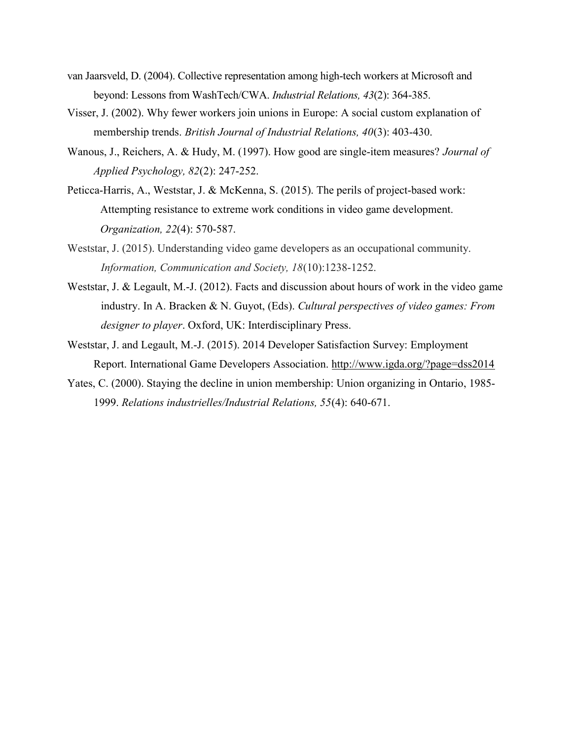van Jaarsveld, D. (2004). Collective representation among high-tech workers at Microsoft and beyond: Lessons from WashTech/CWA. *Industrial Relations, 43*(2): 364-385.

Visser, J. (2002). Why fewer workers join unions in Europe: A social custom explanation of membership trends. *British Journal of Industrial Relations, 40*(3): 403-430.

Wanous, J., Reichers, A. & Hudy, M. (1997). How good are single-item measures? *Journal of Applied Psychology, 82*(2): 247-252.

Peticca-Harris, A., Weststar, J. & McKenna, S. (2015). The perils of project-based work: Attempting resistance to extreme work conditions in video game development. *Organization, 22*(4): 570-587.

Weststar, J. (2015). Understanding video game developers as an occupational community. *Information, Communication and Society, 18*(10):1238-1252.

Weststar, J. & Legault, M.-J. (2012). Facts and discussion about hours of work in the video game industry. In A. Bracken & N. Guyot, (Eds). *Cultural perspectives of video games: From designer to player*. Oxford, UK: Interdisciplinary Press.

Weststar, J. and Legault, M.-J. (2015). 2014 Developer Satisfaction Survey: Employment Report. International Game Developers Association. http://www.igda.org/?page=dss2014

Yates, C. (2000). Staying the decline in union membership: Union organizing in Ontario, 1985-1999. *Relations industrielles/Industrial Relations, 55*(4): 640-671.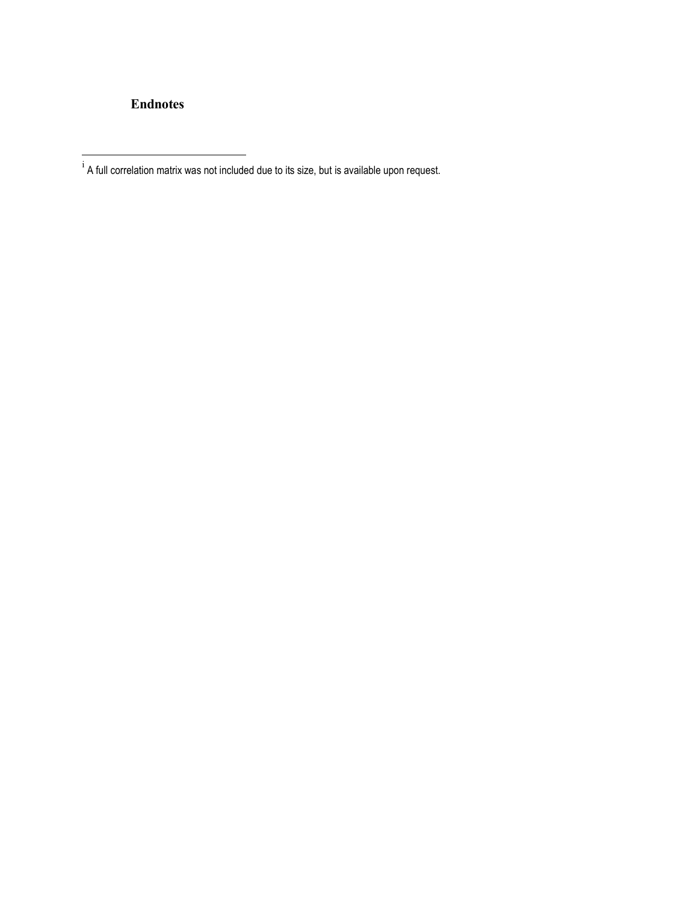## Endnotes

---

[i] A full correlation matrix was not included due to its size, but is available upon request.